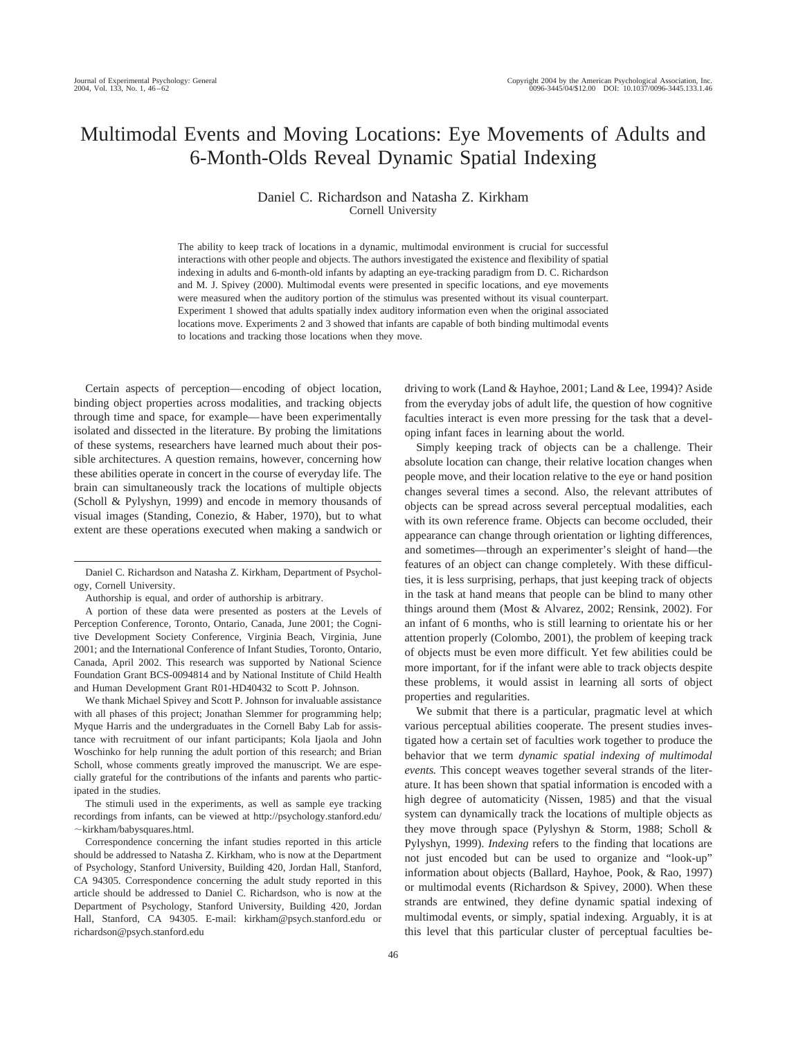# Multimodal Events and Moving Locations: Eye Movements of Adults and 6-Month-Olds Reveal Dynamic Spatial Indexing

Daniel C. Richardson and Natasha Z. Kirkham
Cornell University

The ability to keep track of locations in a dynamic, multimodal environment is crucial for successful interactions with other people and objects. The authors investigated the existence and flexibility of spatial indexing in adults and 6-month-old infants by adapting an eye-tracking paradigm from D. C. Richardson and M. J. Spivey (2000). Multimodal events were presented in specific locations, and eye movements were measured when the auditory portion of the stimulus was presented without its visual counterpart. Experiment 1 showed that adults spatially index auditory information even when the original associated locations move. Experiments 2 and 3 showed that infants are capable of both binding multimodal events to locations and tracking those locations when they move.

Certain aspects of perception—encoding of object location, binding object properties across modalities, and tracking objects through time and space, for example—have been experimentally isolated and dissected in the literature. By probing the limitations of these systems, researchers have learned much about their possible architectures. A question remains, however, concerning how these abilities operate in concert in the course of everyday life. The brain can simultaneously track the locations of multiple objects (Scholl & Pylyshyn, 1999) and encode in memory thousands of visual images (Standing, Conezio, & Haber, 1970), but to what extent are these operations executed when making a sandwich or driving to work (Land & Hayhoe, 2001; Land & Lee, 1994)? Aside from the everyday jobs of adult life, the question of how cognitive faculties interact is even more pressing for the task that a developing infant faces in learning about the world.

Simply keeping track of objects can be a challenge. Their absolute location can change, their relative location changes when people move, and their location relative to the eye or hand position changes several times a second. Also, the relevant attributes of objects can be spread across several perceptual modalities, each with its own reference frame. Objects can become occluded, their appearance can change through orientation or lighting differences, and sometimes—through an experimenter's sleight of hand—the features of an object can change completely. With these difficulties, it is less surprising, perhaps, that just keeping track of objects in the task at hand means that people can be blind to many other things around them (Most & Alvarez, 2002; Rensink, 2002). For an infant of 6 months, who is still learning to orientate his or her attention properly (Colombo, 2001), the problem of keeping track of objects must be even more difficult. Yet few abilities could be more important, for if the infant were able to track objects despite these problems, it would assist in learning all sorts of object properties and regularities.

We submit that there is a particular, pragmatic level at which various perceptual abilities cooperate. The present studies investigated how a certain set of faculties work together to produce the behavior that we term *dynamic spatial indexing of multimodal events.* This concept weaves together several strands of the literature. It has been shown that spatial information is encoded with a high degree of automaticity (Nissen, 1985) and that the visual system can dynamically track the locations of multiple objects as they move through space (Pylyshyn & Storm, 1988; Scholl & Pylyshyn, 1999). *Indexing* refers to the finding that locations are not just encoded but can be used to organize and "look-up" information about objects (Ballard, Hayhoe, Pook, & Rao, 1997) or multimodal events (Richardson & Spivey, 2000). When these strands are entwined, they define dynamic spatial indexing of multimodal events, or simply, spatial indexing. Arguably, it is at this level that this particular cluster of perceptual faculties be-

---

Daniel C. Richardson and Natasha Z. Kirkham, Department of Psychology, Cornell University.

Authorship is equal, and order of authorship is arbitrary.

A portion of these data were presented as posters at the Levels of Perception Conference, Toronto, Ontario, Canada, June 2001; the Cognitive Development Society Conference, Virginia Beach, Virginia, June 2001; and the International Conference of Infant Studies, Toronto, Ontario, Canada, April 2002. This research was supported by National Science Foundation Grant BCS-0094814 and by National Institute of Child Health and Human Development Grant R01-HD40432 to Scott P. Johnson.

We thank Michael Spivey and Scott P. Johnson for invaluable assistance with all phases of this project; Jonathan Slemmer for programming help; Myque Harris and the undergraduates in the Cornell Baby Lab for assistance with recruitment of our infant participants; Kola Ijaola and John Woschinko for help running the adult portion of this research; and Brian Scholl, whose comments greatly improved the manuscript. We are especially grateful for the contributions of the infants and parents who participated in the studies.

The stimuli used in the experiments, as well as sample eye tracking recordings from infants, can be viewed at http://psychology.stanford.edu/~kirkham/babysquares.html.

Correspondence concerning the infant studies reported in this article should be addressed to Natasha Z. Kirkham, who is now at the Department of Psychology, Stanford University, Building 420, Jordan Hall, Stanford, CA 94305. Correspondence concerning the adult study reported in this article should be addressed to Daniel C. Richardson, who is now at the Department of Psychology, Stanford University, Building 420, Jordan Hall, Stanford, CA 94305. E-mail: kirkham@psych.stanford.edu or richardson@psych.stanford.edu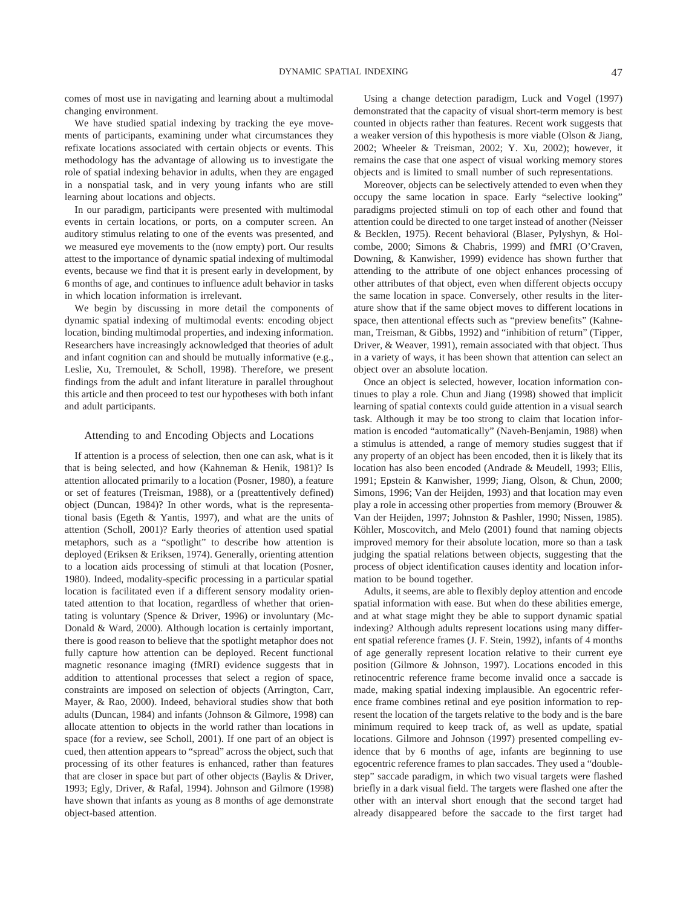comes of most use in navigating and learning about a multimodal changing environment.

We have studied spatial indexing by tracking the eye movements of participants, examining under what circumstances they refixate locations associated with certain objects or events. This methodology has the advantage of allowing us to investigate the role of spatial indexing behavior in adults, when they are engaged in a nonspatial task, and in very young infants who are still learning about locations and objects.

In our paradigm, participants were presented with multimodal events in certain locations, or ports, on a computer screen. An auditory stimulus relating to one of the events was presented, and we measured eye movements to the (now empty) port. Our results attest to the importance of dynamic spatial indexing of multimodal events, because we find that it is present early in development, by 6 months of age, and continues to influence adult behavior in tasks in which location information is irrelevant.

We begin by discussing in more detail the components of dynamic spatial indexing of multimodal events: encoding object location, binding multimodal properties, and indexing information. Researchers have increasingly acknowledged that theories of adult and infant cognition can and should be mutually informative (e.g., Leslie, Xu, Tremoulet, & Scholl, 1998). Therefore, we present findings from the adult and infant literature in parallel throughout this article and then proceed to test our hypotheses with both infant and adult participants.

## Attending to and Encoding Objects and Locations

If attention is a process of selection, then one can ask, what is it that is being selected, and how (Kahneman & Henik, 1981)? Is attention allocated primarily to a location (Posner, 1980), a feature or set of features (Treisman, 1988), or a (preattentively defined) object (Duncan, 1984)? In other words, what is the representational basis (Egeth & Yantis, 1997), and what are the units of attention (Scholl, 2001)? Early theories of attention used spatial metaphors, such as a "spotlight" to describe how attention is deployed (Eriksen & Eriksen, 1974). Generally, orienting attention to a location aids processing of stimuli at that location (Posner, 1980). Indeed, modality-specific processing in a particular spatial location is facilitated even if a different sensory modality orientated attention to that location, regardless of whether that orientating is voluntary (Spence & Driver, 1996) or involuntary (McDonald & Ward, 2000). Although location is certainly important, there is good reason to believe that the spotlight metaphor does not fully capture how attention can be deployed. Recent functional magnetic resonance imaging (fMRI) evidence suggests that in addition to attentional processes that select a region of space, constraints are imposed on selection of objects (Arrington, Carr, Mayer, & Rao, 2000). Indeed, behavioral studies show that both adults (Duncan, 1984) and infants (Johnson & Gilmore, 1998) can allocate attention to objects in the world rather than locations in space (for a review, see Scholl, 2001). If one part of an object is cued, then attention appears to "spread" across the object, such that processing of its other features is enhanced, rather than features that are closer in space but part of other objects (Baylis & Driver, 1993; Egly, Driver, & Rafal, 1994). Johnson and Gilmore (1998) have shown that infants as young as 8 months of age demonstrate object-based attention.

Using a change detection paradigm, Luck and Vogel (1997) demonstrated that the capacity of visual short-term memory is best counted in objects rather than features. Recent work suggests that a weaker version of this hypothesis is more viable (Olson & Jiang, 2002; Wheeler & Treisman, 2002; Y. Xu, 2002); however, it remains the case that one aspect of visual working memory stores objects and is limited to small number of such representations.

Moreover, objects can be selectively attended to even when they occupy the same location in space. Early "selective looking" paradigms projected stimuli on top of each other and found that attention could be directed to one target instead of another (Neisser & Becklen, 1975). Recent behavioral (Blaser, Pylyshyn, & Holcombe, 2000; Simons & Chabris, 1999) and fMRI (O'Craven, Downing, & Kanwisher, 1999) evidence has shown further that attending to the attribute of one object enhances processing of other attributes of that object, even when different objects occupy the same location in space. Conversely, other results in the literature show that if the same object moves to different locations in space, then attentional effects such as "preview benefits" (Kahneman, Treisman, & Gibbs, 1992) and "inhibition of return" (Tipper, Driver, & Weaver, 1991), remain associated with that object. Thus in a variety of ways, it has been shown that attention can select an object over an absolute location.

Once an object is selected, however, location information continues to play a role. Chun and Jiang (1998) showed that implicit learning of spatial contexts could guide attention in a visual search task. Although it may be too strong to claim that location information is encoded "automatically" (Naveh-Benjamin, 1988) when a stimulus is attended, a range of memory studies suggest that if any property of an object has been encoded, then it is likely that its location has also been encoded (Andrade & Meudell, 1993; Ellis, 1991; Epstein & Kanwisher, 1999; Jiang, Olson, & Chun, 2000; Simons, 1996; Van der Heijden, 1993) and that location may even play a role in accessing other properties from memory (Brouwer & Van der Heijden, 1997; Johnston & Pashler, 1990; Nissen, 1985). Köhler, Moscovitch, and Melo (2001) found that naming objects improved memory for their absolute location, more so than a task judging the spatial relations between objects, suggesting that the process of object identification causes identity and location information to be bound together.

Adults, it seems, are able to flexibly deploy attention and encode spatial information with ease. But when do these abilities emerge, and at what stage might they be able to support dynamic spatial indexing? Although adults represent locations using many different spatial reference frames (J. F. Stein, 1992), infants of 4 months of age generally represent location relative to their current eye position (Gilmore & Johnson, 1997). Locations encoded in this retinocentric reference frame become invalid once a saccade is made, making spatial indexing implausible. An egocentric reference frame combines retinal and eye position information to represent the location of the targets relative to the body and is the bare minimum required to keep track of, as well as update, spatial locations. Gilmore and Johnson (1997) presented compelling evidence that by 6 months of age, infants are beginning to use egocentric reference frames to plan saccades. They used a "double-step" saccade paradigm, in which two visual targets were flashed briefly in a dark visual field. The targets were flashed one after the other with an interval short enough that the second target had already disappeared before the saccade to the first target had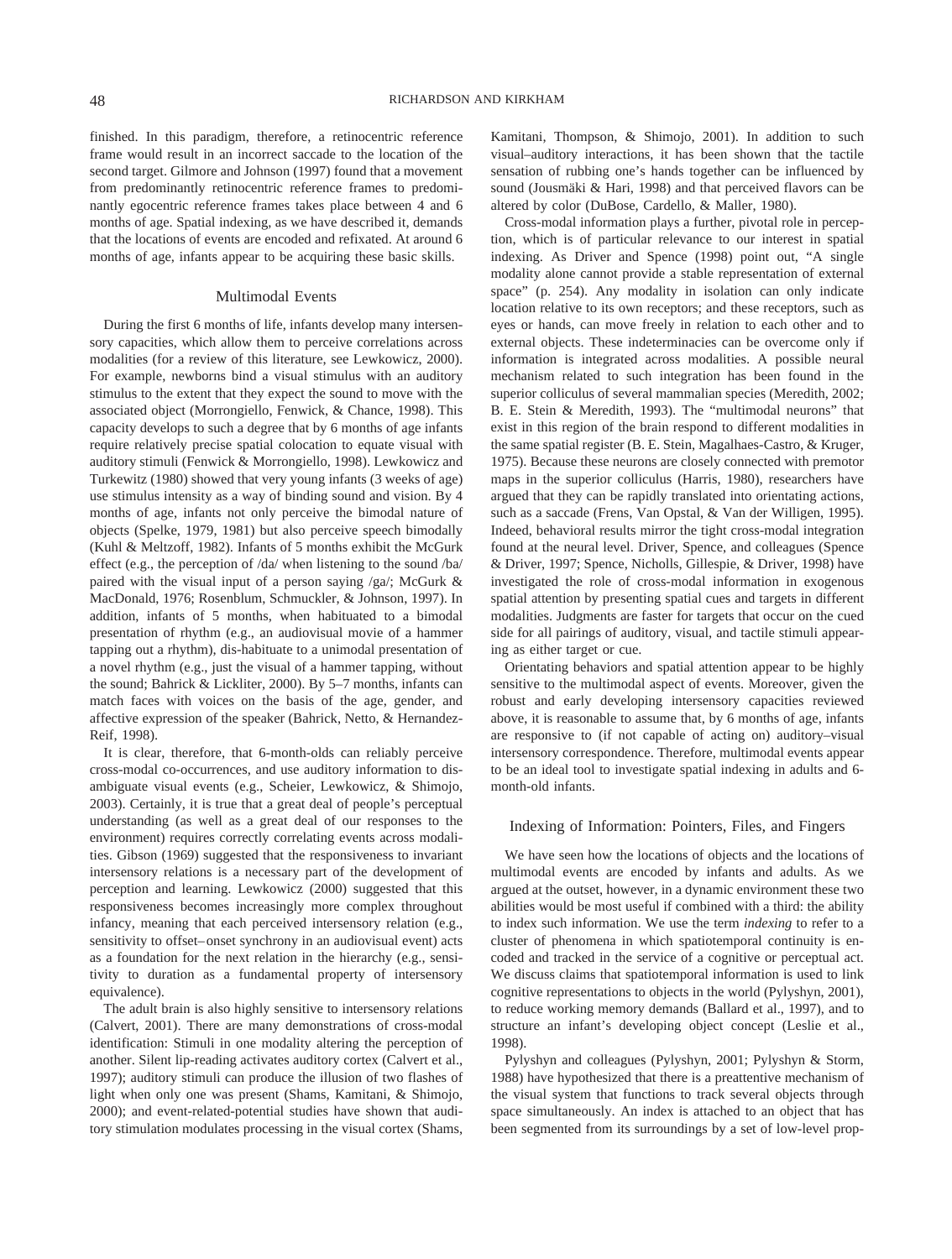finished. In this paradigm, therefore, a retinocentric reference frame would result in an incorrect saccade to the location of the second target. Gilmore and Johnson (1997) found that a movement from predominantly retinocentric reference frames to predominantly egocentric reference frames takes place between 4 and 6 months of age. Spatial indexing, as we have described it, demands that the locations of events are encoded and refixated. At around 6 months of age, infants appear to be acquiring these basic skills.

## Multimodal Events

During the first 6 months of life, infants develop many intersensory capacities, which allow them to perceive correlations across modalities (for a review of this literature, see Lewkowicz, 2000). For example, newborns bind a visual stimulus with an auditory stimulus to the extent that they expect the sound to move with the associated object (Morrongiello, Fenwick, & Chance, 1998). This capacity develops to such a degree that by 6 months of age infants require relatively precise spatial colocation to equate visual with auditory stimuli (Fenwick & Morrongiello, 1998). Lewkowicz and Turkewitz (1980) showed that very young infants (3 weeks of age) use stimulus intensity as a way of binding sound and vision. By 4 months of age, infants not only perceive the bimodal nature of objects (Spelke, 1979, 1981) but also perceive speech bimodally (Kuhl & Meltzoff, 1982). Infants of 5 months exhibit the McGurk effect (e.g., the perception of /da/ when listening to the sound /ba/ paired with the visual input of a person saying /ga/; McGurk & MacDonald, 1976; Rosenblum, Schmuckler, & Johnson, 1997). In addition, infants of 5 months, when habituated to a bimodal presentation of rhythm (e.g., an audiovisual movie of a hammer tapping out a rhythm), dis-habituate to a unimodal presentation of a novel rhythm (e.g., just the visual of a hammer tapping, without the sound; Bahrick & Lickliter, 2000). By 5–7 months, infants can match faces with voices on the basis of the age, gender, and affective expression of the speaker (Bahrick, Netto, & Hernandez-Reif, 1998).

It is clear, therefore, that 6-month-olds can reliably perceive cross-modal co-occurrences, and use auditory information to disambiguate visual events (e.g., Scheier, Lewkowicz, & Shimojo, 2003). Certainly, it is true that a great deal of people's perceptual understanding (as well as a great deal of our responses to the environment) requires correctly correlating events across modalities. Gibson (1969) suggested that the responsiveness to invariant intersensory relations is a necessary part of the development of perception and learning. Lewkowicz (2000) suggested that this responsiveness becomes increasingly more complex throughout infancy, meaning that each perceived intersensory relation (e.g., sensitivity to offset–onset synchrony in an audiovisual event) acts as a foundation for the next relation in the hierarchy (e.g., sensitivity to duration as a fundamental property of intersensory equivalence).

The adult brain is also highly sensitive to intersensory relations (Calvert, 2001). There are many demonstrations of cross-modal identification: Stimuli in one modality altering the perception of another. Silent lip-reading activates auditory cortex (Calvert et al., 1997); auditory stimuli can produce the illusion of two flashes of light when only one was present (Shams, Kamitani, & Shimojo, 2000); and event-related-potential studies have shown that auditory stimulation modulates processing in the visual cortex (Shams, Kamitani, Thompson, & Shimojo, 2001). In addition to such visual–auditory interactions, it has been shown that the tactile sensation of rubbing one's hands together can be influenced by sound (Jousmäki & Hari, 1998) and that perceived flavors can be altered by color (DuBose, Cardello, & Maller, 1980).

Cross-modal information plays a further, pivotal role in perception, which is of particular relevance to our interest in spatial indexing. As Driver and Spence (1998) point out, "A single modality alone cannot provide a stable representation of external space" (p. 254). Any modality in isolation can only indicate location relative to its own receptors; and these receptors, such as eyes or hands, can move freely in relation to each other and to external objects. These indeterminacies can be overcome only if information is integrated across modalities. A possible neural mechanism related to such integration has been found in the superior colliculus of several mammalian species (Meredith, 2002; B. E. Stein & Meredith, 1993). The "multimodal neurons" that exist in this region of the brain respond to different modalities in the same spatial register (B. E. Stein, Magalhaes-Castro, & Kruger, 1975). Because these neurons are closely connected with premotor maps in the superior colliculus (Harris, 1980), researchers have argued that they can be rapidly translated into orientating actions, such as a saccade (Frens, Van Opstal, & Van der Willigen, 1995). Indeed, behavioral results mirror the tight cross-modal integration found at the neural level. Driver, Spence, and colleagues (Spence & Driver, 1997; Spence, Nicholls, Gillespie, & Driver, 1998) have investigated the role of cross-modal information in exogenous spatial attention by presenting spatial cues and targets in different modalities. Judgments are faster for targets that occur on the cued side for all pairings of auditory, visual, and tactile stimuli appearing as either target or cue.

Orientating behaviors and spatial attention appear to be highly sensitive to the multimodal aspect of events. Moreover, given the robust and early developing intersensory capacities reviewed above, it is reasonable to assume that, by 6 months of age, infants are responsive to (if not capable of acting on) auditory–visual intersensory correspondence. Therefore, multimodal events appear to be an ideal tool to investigate spatial indexing in adults and 6-month-old infants.

## Indexing of Information: Pointers, Files, and Fingers

We have seen how the locations of objects and the locations of multimodal events are encoded by infants and adults. As we argued at the outset, however, in a dynamic environment these two abilities would be most useful if combined with a third: the ability to index such information. We use the term *indexing* to refer to a cluster of phenomena in which spatiotemporal continuity is encoded and tracked in the service of a cognitive or perceptual act. We discuss claims that spatiotemporal information is used to link cognitive representations to objects in the world (Pylyshyn, 2001), to reduce working memory demands (Ballard et al., 1997), and to structure an infant's developing object concept (Leslie et al., 1998).

Pylyshyn and colleagues (Pylyshyn, 2001; Pylyshyn & Storm, 1988) have hypothesized that there is a preattentive mechanism of the visual system that functions to track several objects through space simultaneously. An index is attached to an object that has been segmented from its surroundings by a set of low-level prop-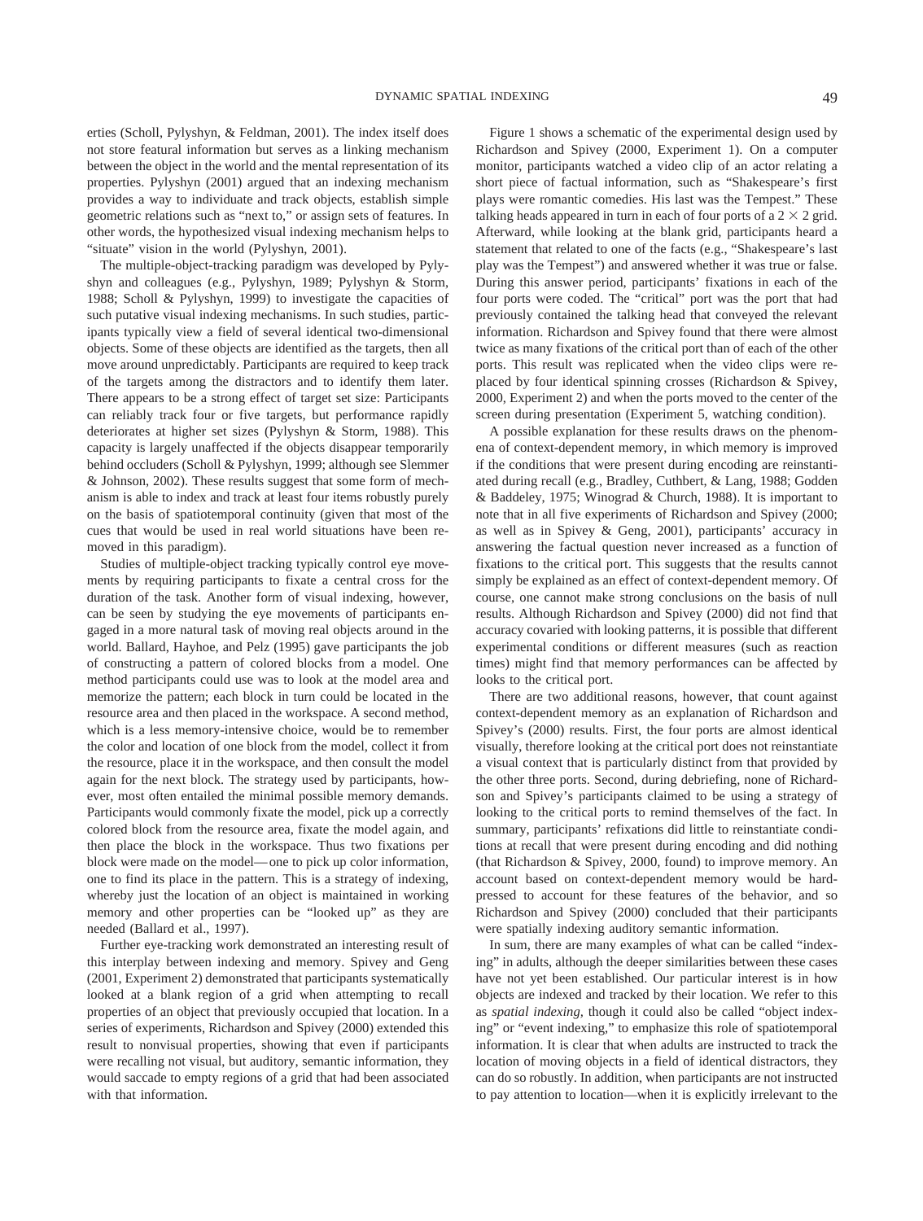erties (Scholl, Pylyshyn, & Feldman, 2001). The index itself does not store featural information but serves as a linking mechanism between the object in the world and the mental representation of its properties. Pylyshyn (2001) argued that an indexing mechanism provides a way to individuate and track objects, establish simple geometric relations such as "next to," or assign sets of features. In other words, the hypothesized visual indexing mechanism helps to "situate" vision in the world (Pylyshyn, 2001).

The multiple-object-tracking paradigm was developed by Pylyshyn and colleagues (e.g., Pylyshyn, 1989; Pylyshyn & Storm, 1988; Scholl & Pylyshyn, 1999) to investigate the capacities of such putative visual indexing mechanisms. In such studies, participants typically view a field of several identical two-dimensional objects. Some of these objects are identified as the targets, then all move around unpredictably. Participants are required to keep track of the targets among the distractors and to identify them later. There appears to be a strong effect of target set size: Participants can reliably track four or five targets, but performance rapidly deteriorates at higher set sizes (Pylyshyn & Storm, 1988). This capacity is largely unaffected if the objects disappear temporarily behind occluders (Scholl & Pylyshyn, 1999; although see Slemmer & Johnson, 2002). These results suggest that some form of mechanism is able to index and track at least four items robustly purely on the basis of spatiotemporal continuity (given that most of the cues that would be used in real world situations have been removed in this paradigm).

Studies of multiple-object tracking typically control eye movements by requiring participants to fixate a central cross for the duration of the task. Another form of visual indexing, however, can be seen by studying the eye movements of participants engaged in a more natural task of moving real objects around in the world. Ballard, Hayhoe, and Pelz (1995) gave participants the job of constructing a pattern of colored blocks from a model. One method participants could use was to look at the model area and memorize the pattern; each block in turn could be located in the resource area and then placed in the workspace. A second method, which is a less memory-intensive choice, would be to remember the color and location of one block from the model, collect it from the resource, place it in the workspace, and then consult the model again for the next block. The strategy used by participants, however, most often entailed the minimal possible memory demands. Participants would commonly fixate the model, pick up a correctly colored block from the resource area, fixate the model again, and then place the block in the workspace. Thus two fixations per block were made on the model—one to pick up color information, one to find its place in the pattern. This is a strategy of indexing, whereby just the location of an object is maintained in working memory and other properties can be "looked up" as they are needed (Ballard et al., 1997).

Further eye-tracking work demonstrated an interesting result of this interplay between indexing and memory. Spivey and Geng (2001, Experiment 2) demonstrated that participants systematically looked at a blank region of a grid when attempting to recall properties of an object that previously occupied that location. In a series of experiments, Richardson and Spivey (2000) extended this result to nonvisual properties, showing that even if participants were recalling not visual, but auditory, semantic information, they would saccade to empty regions of a grid that had been associated with that information.

Figure 1 shows a schematic of the experimental design used by Richardson and Spivey (2000, Experiment 1). On a computer monitor, participants watched a video clip of an actor relating a short piece of factual information, such as "Shakespeare's first plays were romantic comedies. His last was the Tempest." These talking heads appeared in turn in each of four ports of a $2 \times 2$ grid. Afterward, while looking at the blank grid, participants heard a statement that related to one of the facts (e.g., "Shakespeare's last play was the Tempest") and answered whether it was true or false. During this answer period, participants' fixations in each of the four ports were coded. The "critical" port was the port that had previously contained the talking head that conveyed the relevant information. Richardson and Spivey found that there were almost twice as many fixations of the critical port than of each of the other ports. This result was replicated when the video clips were replaced by four identical spinning crosses (Richardson & Spivey, 2000, Experiment 2) and when the ports moved to the center of the screen during presentation (Experiment 5, watching condition).

A possible explanation for these results draws on the phenomena of context-dependent memory, in which memory is improved if the conditions that were present during encoding are reinstantiated during recall (e.g., Bradley, Cuthbert, & Lang, 1988; Godden & Baddeley, 1975; Winograd & Church, 1988). It is important to note that in all five experiments of Richardson and Spivey (2000; as well as in Spivey & Geng, 2001), participants' accuracy in answering the factual question never increased as a function of fixations to the critical port. This suggests that the results cannot simply be explained as an effect of context-dependent memory. Of course, one cannot make strong conclusions on the basis of null results. Although Richardson and Spivey (2000) did not find that accuracy covaried with looking patterns, it is possible that different experimental conditions or different measures (such as reaction times) might find that memory performances can be affected by looks to the critical port.

There are two additional reasons, however, that count against context-dependent memory as an explanation of Richardson and Spivey's (2000) results. First, the four ports are almost identical visually, therefore looking at the critical port does not reinstantiate a visual context that is particularly distinct from that provided by the other three ports. Second, during debriefing, none of Richardson and Spivey's participants claimed to be using a strategy of looking to the critical ports to remind themselves of the fact. In summary, participants' refixations did little to reinstantiate conditions at recall that were present during encoding and did nothing (that Richardson & Spivey, 2000, found) to improve memory. An account based on context-dependent memory would be hard-pressed to account for these features of the behavior, and so Richardson and Spivey (2000) concluded that their participants were spatially indexing auditory semantic information.

In sum, there are many examples of what can be called "indexing" in adults, although the deeper similarities between these cases have not yet been established. Our particular interest is in how objects are indexed and tracked by their location. We refer to this as *spatial indexing,* though it could also be called "object indexing" or "event indexing," to emphasize this role of spatiotemporal information. It is clear that when adults are instructed to track the location of moving objects in a field of identical distractors, they can do so robustly. In addition, when participants are not instructed to pay attention to location—when it is explicitly irrelevant to the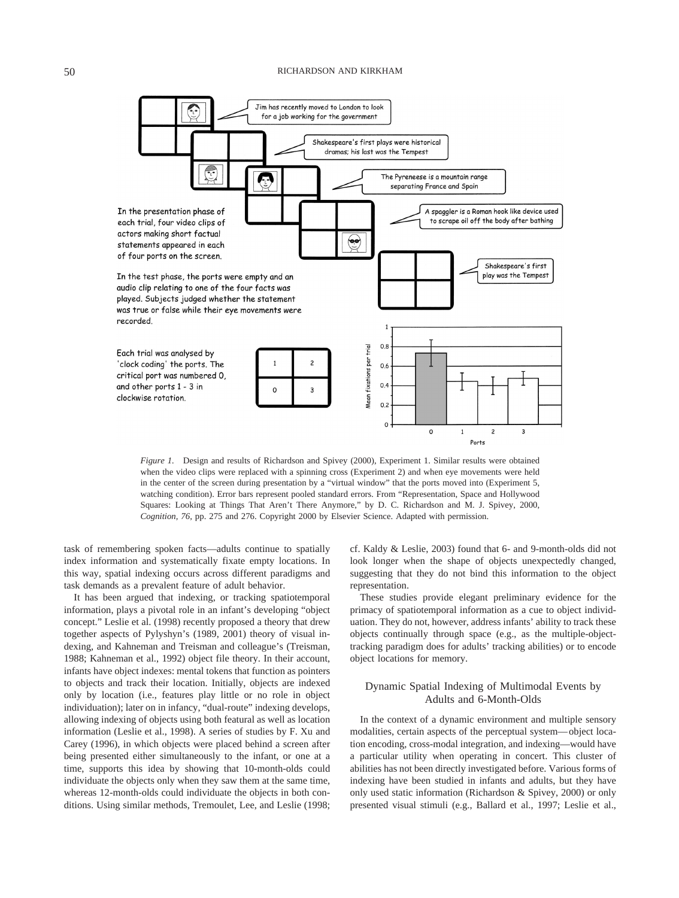Jim has recently moved to London to look for a job working for the government

Shakespeare's first plays were historical dramas; his last was the Tempest

The Pyreneese is a mountain range separating France and Spain

A spaggler is a Roman hook like device used to scrape oil off the body after bathing

Shakespeare's first play was the Tempest

In the presentation phase of each trial, four video clips of actors making short factual statements appeared in each of four ports on the screen.

In the test phase, the ports were empty and an audio clip relating to one of the four facts was played. Subjects judged whether the statement was true or false while their eye movements were recorded.

Each trial was analysed by 'clock coding' the ports. The critical port was numbered 0, and other ports 1 - 3 in clockwise rotation.

1 2
0 3

Mean fixations per trial

1
0.8
0.6
0.4
0.2
0

0 1 2 3

Ports

*Figure 1.* Design and results of Richardson and Spivey (2000), Experiment 1. Similar results were obtained when the video clips were replaced with a spinning cross (Experiment 2) and when eye movements were held in the center of the screen during presentation by a "virtual window" that the ports moved into (Experiment 5, watching condition). Error bars represent pooled standard errors. From "Representation, Space and Hollywood Squares: Looking at Things That Aren't There Anymore," by D. C. Richardson and M. J. Spivey, 2000, *Cognition, 76*, pp. 275 and 276. Copyright 2000 by Elsevier Science. Adapted with permission.

task of remembering spoken facts—adults continue to spatially index information and systematically fixate empty locations. In this way, spatial indexing occurs across different paradigms and task demands as a prevalent feature of adult behavior.

It has been argued that indexing, or tracking spatiotemporal information, plays a pivotal role in an infant's developing "object concept." Leslie et al. (1998) recently proposed a theory that drew together aspects of Pylyshyn's (1989, 2001) theory of visual indexing, and Kahneman and Treisman and colleague's (Treisman, 1988; Kahneman et al., 1992) object file theory. In their account, infants have object indexes: mental tokens that function as pointers to objects and track their location. Initially, objects are indexed only by location (i.e., features play little or no role in object individuation); later on in infancy, "dual-route" indexing develops, allowing indexing of objects using both featural as well as location information (Leslie et al., 1998). A series of studies by F. Xu and Carey (1996), in which objects were placed behind a screen after being presented either simultaneously to the infant, or one at a time, supports this idea by showing that 10-month-olds could individuate the objects only when they saw them at the same time, whereas 12-month-olds could individuate the objects in both conditions. Using similar methods, Tremoulet, Lee, and Leslie (1998; cf. Kaldy & Leslie, 2003) found that 6- and 9-month-olds did not look longer when the shape of objects unexpectedly changed, suggesting that they do not bind this information to the object representation.

These studies provide elegant preliminary evidence for the primacy of spatiotemporal information as a cue to object individuation. They do not, however, address infants' ability to track these objects continually through space (e.g., as the multiple-object-tracking paradigm does for adults' tracking abilities) or to encode object locations for memory.

## Dynamic Spatial Indexing of Multimodal Events by Adults and 6-Month-Olds

In the context of a dynamic environment and multiple sensory modalities, certain aspects of the perceptual system—object location encoding, cross-modal integration, and indexing—would have a particular utility when operating in concert. This cluster of abilities has not been directly investigated before. Various forms of indexing have been studied in infants and adults, but they have only used static information (Richardson & Spivey, 2000) or only presented visual stimuli (e.g., Ballard et al., 1997; Leslie et al.,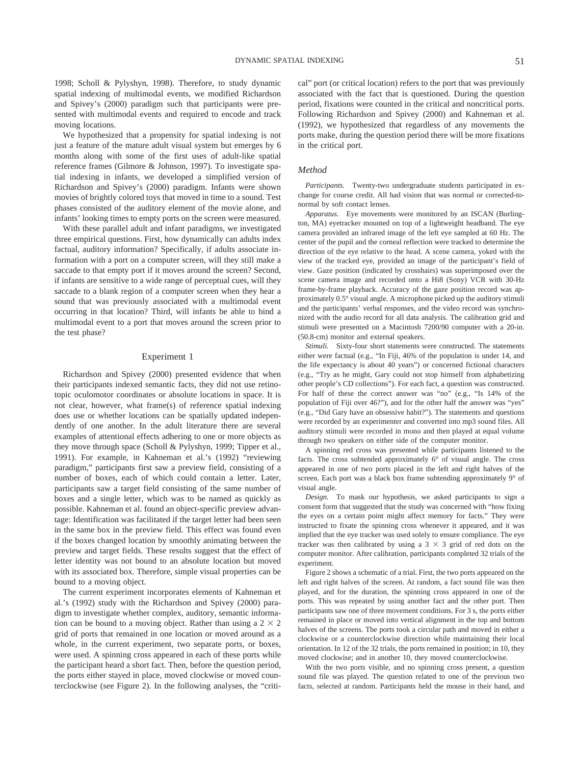1998; Scholl & Pylyshyn, 1998). Therefore, to study dynamic spatial indexing of multimodal events, we modified Richardson and Spivey's (2000) paradigm such that participants were presented with multimodal events and required to encode and track moving locations.

We hypothesized that a propensity for spatial indexing is not just a feature of the mature adult visual system but emerges by 6 months along with some of the first uses of adult-like spatial reference frames (Gilmore & Johnson, 1997). To investigate spatial indexing in infants, we developed a simplified version of Richardson and Spivey's (2000) paradigm. Infants were shown movies of brightly colored toys that moved in time to a sound. Test phases consisted of the auditory element of the movie alone, and infants' looking times to empty ports on the screen were measured.

With these parallel adult and infant paradigms, we investigated three empirical questions. First, how dynamically can adults index factual, auditory information? Specifically, if adults associate information with a port on a computer screen, will they still make a saccade to that empty port if it moves around the screen? Second, if infants are sensitive to a wide range of perceptual cues, will they saccade to a blank region of a computer screen when they hear a sound that was previously associated with a multimodal event occurring in that location? Third, will infants be able to bind a multimodal event to a port that moves around the screen prior to the test phase?

## Experiment 1

Richardson and Spivey (2000) presented evidence that when their participants indexed semantic facts, they did not use retinotopic oculomotor coordinates or absolute locations in space. It is not clear, however, what frame(s) of reference spatial indexing does use or whether locations can be spatially updated independently of one another. In the adult literature there are several examples of attentional effects adhering to one or more objects as they move through space (Scholl & Pylyshyn, 1999; Tipper et al., 1991). For example, in Kahneman et al.'s (1992) "reviewing paradigm," participants first saw a preview field, consisting of a number of boxes, each of which could contain a letter. Later, participants saw a target field consisting of the same number of boxes and a single letter, which was to be named as quickly as possible. Kahneman et al. found an object-specific preview advantage: Identification was facilitated if the target letter had been seen in the same box in the preview field. This effect was found even if the boxes changed location by smoothly animating between the preview and target fields. These results suggest that the effect of letter identity was not bound to an absolute location but moved with its associated box. Therefore, simple visual properties can be bound to a moving object.

The current experiment incorporates elements of Kahneman et al.'s (1992) study with the Richardson and Spivey (2000) paradigm to investigate whether complex, auditory, semantic information can be bound to a moving object. Rather than using a $2 \times 2$ grid of ports that remained in one location or moved around as a whole, in the current experiment, two separate ports, or boxes, were used. A spinning cross appeared in each of these ports while the participant heard a short fact. Then, before the question period, the ports either stayed in place, moved clockwise or moved counterclockwise (see Figure 2). In the following analyses, the "critical" port (or critical location) refers to the port that was previously associated with the fact that is questioned. During the question period, fixations were counted in the critical and noncritical ports. Following Richardson and Spivey (2000) and Kahneman et al. (1992), we hypothesized that regardless of any movements the ports make, during the question period there will be more fixations in the critical port.

### Method

*Participants.* Twenty-two undergraduate students participated in exchange for course credit. All had vision that was normal or corrected-to-normal by soft contact lenses.

*Apparatus.* Eye movements were monitored by an ISCAN (Burlington, MA) eyetracker mounted on top of a lightweight headband. The eye camera provided an infrared image of the left eye sampled at 60 Hz. The center of the pupil and the corneal reflection were tracked to determine the direction of the eye relative to the head. A scene camera, yoked with the view of the tracked eye, provided an image of the participant's field of view. Gaze position (indicated by crosshairs) was superimposed over the scene camera image and recorded onto a Hi8 (Sony) VCR with 30-Hz frame-by-frame playback. Accuracy of the gaze position record was approximately 0.5° visual angle. A microphone picked up the auditory stimuli and the participants' verbal responses, and the video record was synchronized with the audio record for all data analysis. The calibration grid and stimuli were presented on a Macintosh 7200/90 computer with a 20-in. (50.8-cm) monitor and external speakers.

*Stimuli.* Sixty-four short statements were constructed. The statements either were factual (e.g., "In Fiji, 46% of the population is under 14, and the life expectancy is about 40 years") or concerned fictional characters (e.g., "Try as he might, Gary could not stop himself from alphabetizing other people's CD collections"). For each fact, a question was constructed. For half of these the correct answer was "no" (e.g., "Is 14% of the population of Fiji over 46?"), and for the other half the answer was "yes" (e.g., "Did Gary have an obsessive habit?"). The statements and questions were recorded by an experimenter and converted into mp3 sound files. All auditory stimuli were recorded in mono and then played at equal volume through two speakers on either side of the computer monitor.

A spinning red cross was presented while participants listened to the facts. The cross subtended approximately 6° of visual angle. The cross appeared in one of two ports placed in the left and right halves of the screen. Each port was a black box frame subtending approximately 9° of visual angle.

*Design.* To mask our hypothesis, we asked participants to sign a consent form that suggested that the study was concerned with "how fixing the eyes on a certain point might affect memory for facts." They were instructed to fixate the spinning cross whenever it appeared, and it was implied that the eye tracker was used solely to ensure compliance. The eye tracker was then calibrated by using a $3 \times 3$ grid of red dots on the computer monitor. After calibration, participants completed 32 trials of the experiment.

Figure 2 shows a schematic of a trial. First, the two ports appeared on the left and right halves of the screen. At random, a fact sound file was then played, and for the duration, the spinning cross appeared in one of the ports. This was repeated by using another fact and the other port. Then participants saw one of three movement conditions. For 3 s, the ports either remained in place or moved into vertical alignment in the top and bottom halves of the screens. The ports took a circular path and moved in either a clockwise or a counterclockwise direction while maintaining their local orientation. In 12 of the 32 trials, the ports remained in position; in 10, they moved clockwise; and in another 10, they moved counterclockwise.

With the two ports visible, and no spinning cross present, a question sound file was played. The question related to one of the previous two facts, selected at random. Participants held the mouse in their hand, and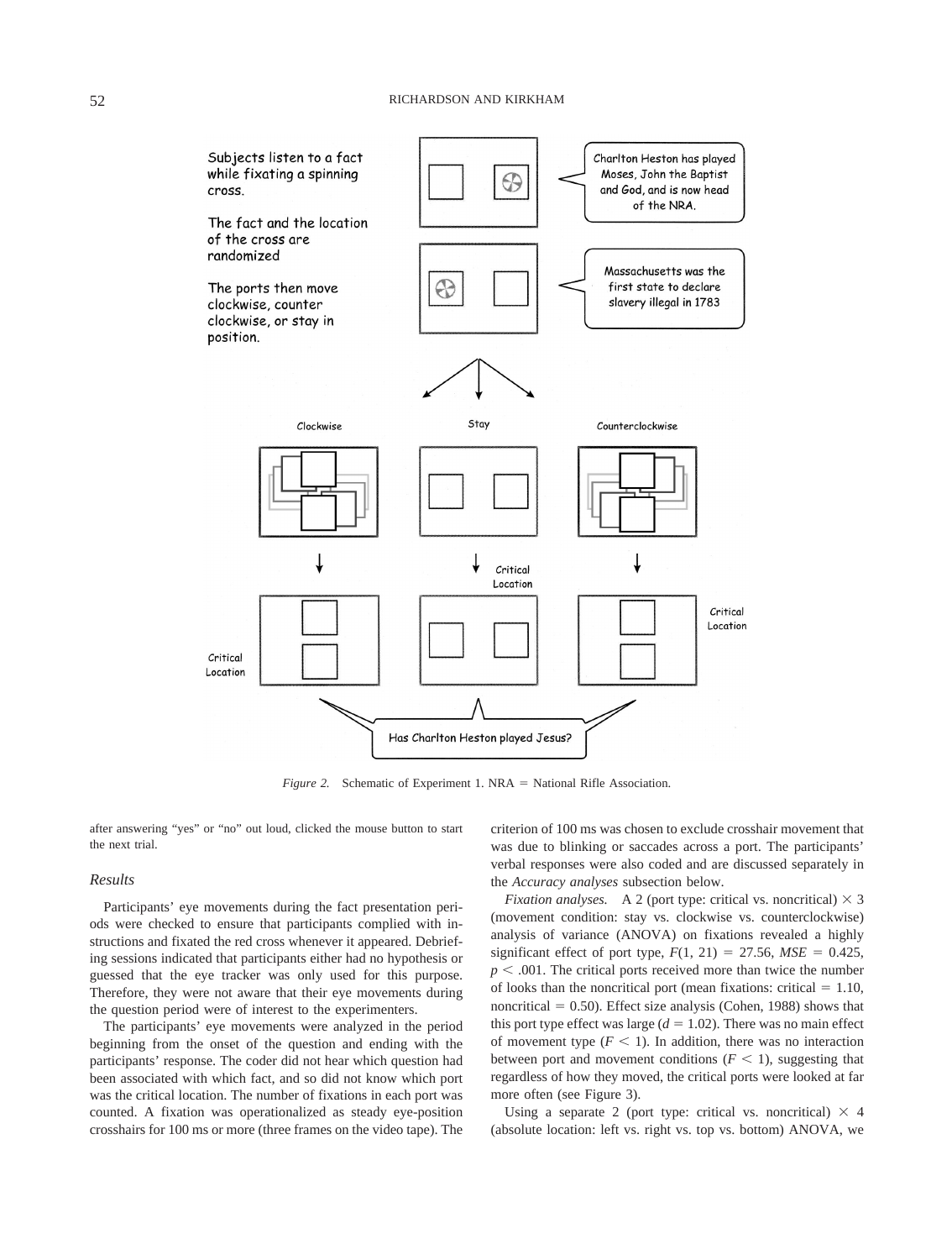Subjects listen to a fact while fixating a spinning cross.

The fact and the location of the cross are randomized

The ports then move clockwise, counter clockwise, or stay in position.

Charlton Heston has played Moses, John the Baptist and God, and is now head of the NRA.

Massachusetts was the first state to declare slavery illegal in 1783

Clockwise

Stay

Counterclockwise

Critical Location

Critical Location

Critical Location

Has Charlton Heston played Jesus?

*Figure 2.* Schematic of Experiment 1. NRA = National Rifle Association.

after answering "yes" or "no" out loud, clicked the mouse button to start the next trial.

### Results

Participants' eye movements during the fact presentation periods were checked to ensure that participants complied with instructions and fixated the red cross whenever it appeared. Debriefing sessions indicated that participants either had no hypothesis or guessed that the eye tracker was only used for this purpose. Therefore, they were not aware that their eye movements during the question period were of interest to the experimenters.

The participants' eye movements were analyzed in the period beginning from the onset of the question and ending with the participants' response. The coder did not hear which question had been associated with which fact, and so did not know which port was the critical location. The number of fixations in each port was counted. A fixation was operationalized as steady eye-position crosshairs for 100 ms or more (three frames on the video tape). The criterion of 100 ms was chosen to exclude crosshair movement that was due to blinking or saccades across a port. The participants' verbal responses were also coded and are discussed separately in the *Accuracy analyses* subsection below.

*Fixation analyses.* A 2 (port type: critical vs. noncritical) × 3 (movement condition: stay vs. clockwise vs. counterclockwise) analysis of variance (ANOVA) on fixations revealed a highly significant effect of port type, $F(1, 21) = 27.56$, $MSE = 0.425$, $p < .001$. The critical ports received more than twice the number of looks than the noncritical port (mean fixations: critical = 1.10, noncritical = 0.50). Effect size analysis (Cohen, 1988) shows that this port type effect was large ($d = 1.02$). There was no main effect of movement type ($F < 1$). In addition, there was no interaction between port and movement conditions ($F < 1$), suggesting that regardless of how they moved, the critical ports were looked at far more often (see Figure 3).

Using a separate 2 (port type: critical vs. noncritical) × 4 (absolute location: left vs. right vs. top vs. bottom) ANOVA, we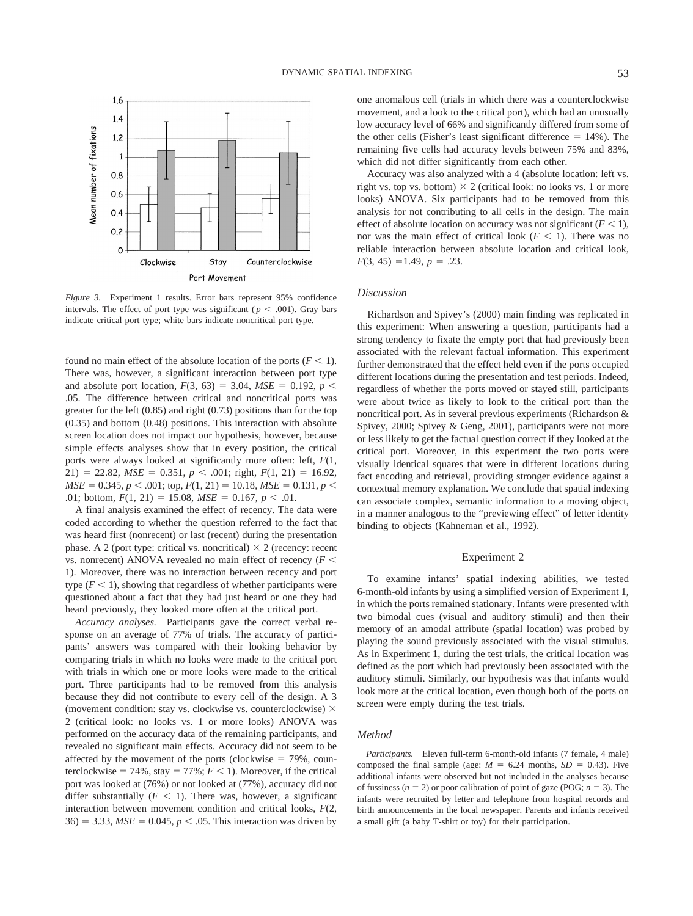1.6
1.4
1.2
1
0.8
0.6
0.4
0.2
0
Mean number of fixations
Clockwise
Stay
Counterclockwise
Port Movement

*Figure 3.* Experiment 1 results. Error bars represent 95% confidence intervals. The effect of port type was significant ($p < .001$). Gray bars indicate critical port type; white bars indicate noncritical port type.

found no main effect of the absolute location of the ports ($F < 1$). There was, however, a significant interaction between port type and absolute port location, $F(3, 63) = 3.04$, $MSE = 0.192$, $p < .05$. The difference between critical and noncritical ports was greater for the left (0.85) and right (0.73) positions than for the top (0.35) and bottom (0.48) positions. This interaction with absolute screen location does not impact our hypothesis, however, because simple effects analyses show that in every position, the critical ports were always looked at significantly more often: left, $F(1, 21) = 22.82$, $MSE = 0.351$, $p < .001$; right, $F(1, 21) = 16.92$, $MSE = 0.345$, $p < .001$; top, $F(1, 21) = 10.18$, $MSE = 0.131$, $p < .01$; bottom, $F(1, 21) = 15.08$, $MSE = 0.167$, $p < .01$.

A final analysis examined the effect of recency. The data were coded according to whether the question referred to the fact that was heard first (nonrecent) or last (recent) during the presentation phase. A 2 (port type: critical vs. noncritical) $\times$ 2 (recency: recent vs. nonrecent) ANOVA revealed no main effect of recency ($F < 1$). Moreover, there was no interaction between recency and port type ($F < 1$), showing that regardless of whether participants were questioned about a fact that they had just heard or one they had heard previously, they looked more often at the critical port.

*Accuracy analyses.* Participants gave the correct verbal response on an average of 77% of trials. The accuracy of participants' answers was compared with their looking behavior by comparing trials in which no looks were made to the critical port with trials in which one or more looks were made to the critical port. Three participants had to be removed from this analysis because they did not contribute to every cell of the design. A 3 (movement condition: stay vs. clockwise vs. counterclockwise) $\times$ 2 (critical look: no looks vs. 1 or more looks) ANOVA was performed on the accuracy data of the remaining participants, and revealed no significant main effects. Accuracy did not seem to be affected by the movement of the ports (clockwise = 79%, counterclockwise = 74%, stay = 77%; $F < 1$). Moreover, if the critical port was looked at (76%) or not looked at (77%), accuracy did not differ substantially ($F < 1$). There was, however, a significant interaction between movement condition and critical looks, $F(2, 36) = 3.33$, $MSE = 0.045$, $p < .05$. This interaction was driven by one anomalous cell (trials in which there was a counterclockwise movement, and a look to the critical port), which had an unusually low accuracy level of 66% and significantly differed from some of the other cells (Fisher's least significant difference = 14%). The remaining five cells had accuracy levels between 75% and 83%, which did not differ significantly from each other.

Accuracy was also analyzed with a 4 (absolute location: left vs. right vs. top vs. bottom) $\times$ 2 (critical look: no looks vs. 1 or more looks) ANOVA. Six participants had to be removed from this analysis for not contributing to all cells in the design. The main effect of absolute location on accuracy was not significant ($F < 1$), nor was the main effect of critical look ($F < 1$). There was no reliable interaction between absolute location and critical look, $F(3, 45) = 1.49$, $p = .23$.

### Discussion

Richardson and Spivey's (2000) main finding was replicated in this experiment: When answering a question, participants had a strong tendency to fixate the empty port that had previously been associated with the relevant factual information. This experiment further demonstrated that the effect held even if the ports occupied different locations during the presentation and test periods. Indeed, regardless of whether the ports moved or stayed still, participants were about twice as likely to look to the critical port than the noncritical port. As in several previous experiments (Richardson & Spivey, 2000; Spivey & Geng, 2001), participants were not more or less likely to get the factual question correct if they looked at the critical port. Moreover, in this experiment the two ports were visually identical squares that were in different locations during fact encoding and retrieval, providing stronger evidence against a contextual memory explanation. We conclude that spatial indexing can associate complex, semantic information to a moving object, in a manner analogous to the "previewing effect" of letter identity binding to objects (Kahneman et al., 1992).

## Experiment 2

To examine infants' spatial indexing abilities, we tested 6-month-old infants by using a simplified version of Experiment 1, in which the ports remained stationary. Infants were presented with two bimodal cues (visual and auditory stimuli) and then their memory of an amodal attribute (spatial location) was probed by playing the sound previously associated with the visual stimulus. As in Experiment 1, during the test trials, the critical location was defined as the port which had previously been associated with the auditory stimuli. Similarly, our hypothesis was that infants would look more at the critical location, even though both of the ports on screen were empty during the test trials.

### Method

*Participants.* Eleven full-term 6-month-old infants (7 female, 4 male) composed the final sample (age: $M = 6.24$ months, $SD = 0.43$). Five additional infants were observed but not included in the analyses because of fussiness ($n = 2$) or poor calibration of point of gaze (POG; $n = 3$). The infants were recruited by letter and telephone from hospital records and birth announcements in the local newspaper. Parents and infants received a small gift (a baby T-shirt or toy) for their participation.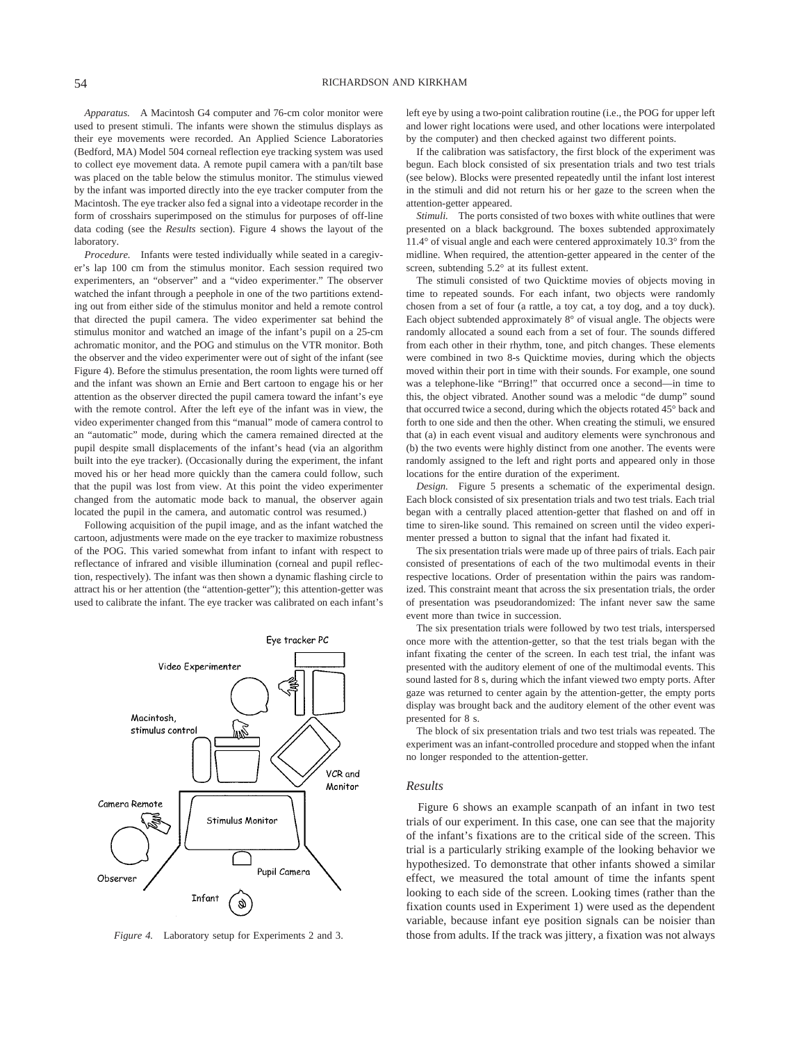*Apparatus.* A Macintosh G4 computer and 76-cm color monitor were used to present stimuli. The infants were shown the stimulus displays as their eye movements were recorded. An Applied Science Laboratories (Bedford, MA) Model 504 corneal reflection eye tracking system was used to collect eye movement data. A remote pupil camera with a pan/tilt base was placed on the table below the stimulus monitor. The stimulus viewed by the infant was imported directly into the eye tracker computer from the Macintosh. The eye tracker also fed a signal into a videotape recorder in the form of crosshairs superimposed on the stimulus for purposes of off-line data coding (see the *Results* section). Figure 4 shows the layout of the laboratory.

*Procedure.* Infants were tested individually while seated in a caregiver's lap 100 cm from the stimulus monitor. Each session required two experimenters, an "observer" and a "video experimenter." The observer watched the infant through a peephole in one of the two partitions extending out from either side of the stimulus monitor and held a remote control that directed the pupil camera. The video experimenter sat behind the stimulus monitor and watched an image of the infant's pupil on a 25-cm achromatic monitor, and the POG and stimulus on the VTR monitor. Both the observer and the video experimenter were out of sight of the infant (see Figure 4). Before the stimulus presentation, the room lights were turned off and the infant was shown an Ernie and Bert cartoon to engage his or her attention as the observer directed the pupil camera toward the infant's eye with the remote control. After the left eye of the infant was in view, the video experimenter changed from this "manual" mode of camera control to an "automatic" mode, during which the camera remained directed at the pupil despite small displacements of the infant's head (via an algorithm built into the eye tracker). (Occasionally during the experiment, the infant moved his or her head more quickly than the camera could follow, such that the pupil was lost from view. At this point the video experimenter changed from the automatic mode back to manual, the observer again located the pupil in the camera, and automatic control was resumed.)

Following acquisition of the pupil image, and as the infant watched the cartoon, adjustments were made on the eye tracker to maximize robustness of the POG. This varied somewhat from infant to infant with respect to reflectance of infrared and visible illumination (corneal and pupil reflection, respectively). The infant was then shown a dynamic flashing circle to attract his or her attention (the "attention-getter"); this attention-getter was used to calibrate the infant. The eye tracker was calibrated on each infant's left eye by using a two-point calibration routine (i.e., the POG for upper left and lower right locations were used, and other locations were interpolated by the computer) and then checked against two different points.

Eye tracker PC
Video Experimenter
Macintosh, stimulus control
VCR and Monitor
Camera Remote
Stimulus Monitor
Observer
Pupil Camera
Infant

*Figure 4.* Laboratory setup for Experiments 2 and 3.

If the calibration was satisfactory, the first block of the experiment was begun. Each block consisted of six presentation trials and two test trials (see below). Blocks were presented repeatedly until the infant lost interest in the stimuli and did not return his or her gaze to the screen when the attention-getter appeared.

*Stimuli.* The ports consisted of two boxes with white outlines that were presented on a black background. The boxes subtended approximately 11.4° of visual angle and each were centered approximately 10.3° from the midline. When required, the attention-getter appeared in the center of the screen, subtending 5.2° at its fullest extent.

The stimuli consisted of two Quicktime movies of objects moving in time to repeated sounds. For each infant, two objects were randomly chosen from a set of four (a rattle, a toy cat, a toy dog, and a toy duck). Each object subtended approximately 8° of visual angle. The objects were randomly allocated a sound each from a set of four. The sounds differed from each other in their rhythm, tone, and pitch changes. These elements were combined in two 8-s Quicktime movies, during which the objects moved within their port in time with their sounds. For example, one sound was a telephone-like "Brring!" that occurred once a second—in time to this, the object vibrated. Another sound was a melodic "de dump" sound that occurred twice a second, during which the objects rotated 45° back and forth to one side and then the other. When creating the stimuli, we ensured that (a) in each event visual and auditory elements were synchronous and (b) the two events were highly distinct from one another. The events were randomly assigned to the left and right ports and appeared only in those locations for the entire duration of the experiment.

*Design.* Figure 5 presents a schematic of the experimental design. Each block consisted of six presentation trials and two test trials. Each trial began with a centrally placed attention-getter that flashed on and off in time to siren-like sound. This remained on screen until the video experimenter pressed a button to signal that the infant had fixated it.

The six presentation trials were made up of three pairs of trials. Each pair consisted of presentations of each of the two multimodal events in their respective locations. Order of presentation within the pairs was randomized. This constraint meant that across the six presentation trials, the order of presentation was pseudorandomized: The infant never saw the same event more than twice in succession.

The six presentation trials were followed by two test trials, interspersed once more with the attention-getter, so that the test trials began with the infant fixating the center of the screen. In each test trial, the infant was presented with the auditory element of one of the multimodal events. This sound lasted for 8 s, during which the infant viewed two empty ports. After gaze was returned to center again by the attention-getter, the empty ports display was brought back and the auditory element of the other event was presented for 8 s.

The block of six presentation trials and two test trials was repeated. The experiment was an infant-controlled procedure and stopped when the infant no longer responded to the attention-getter.

## Results

Figure 6 shows an example scanpath of an infant in two test trials of our experiment. In this case, one can see that the majority of the infant's fixations are to the critical side of the screen. This trial is a particularly striking example of the looking behavior we hypothesized. To demonstrate that other infants showed a similar effect, we measured the total amount of time the infants spent looking to each side of the screen. Looking times (rather than the fixation counts used in Experiment 1) were used as the dependent variable, because infant eye position signals can be noisier than those from adults. If the track was jittery, a fixation was not always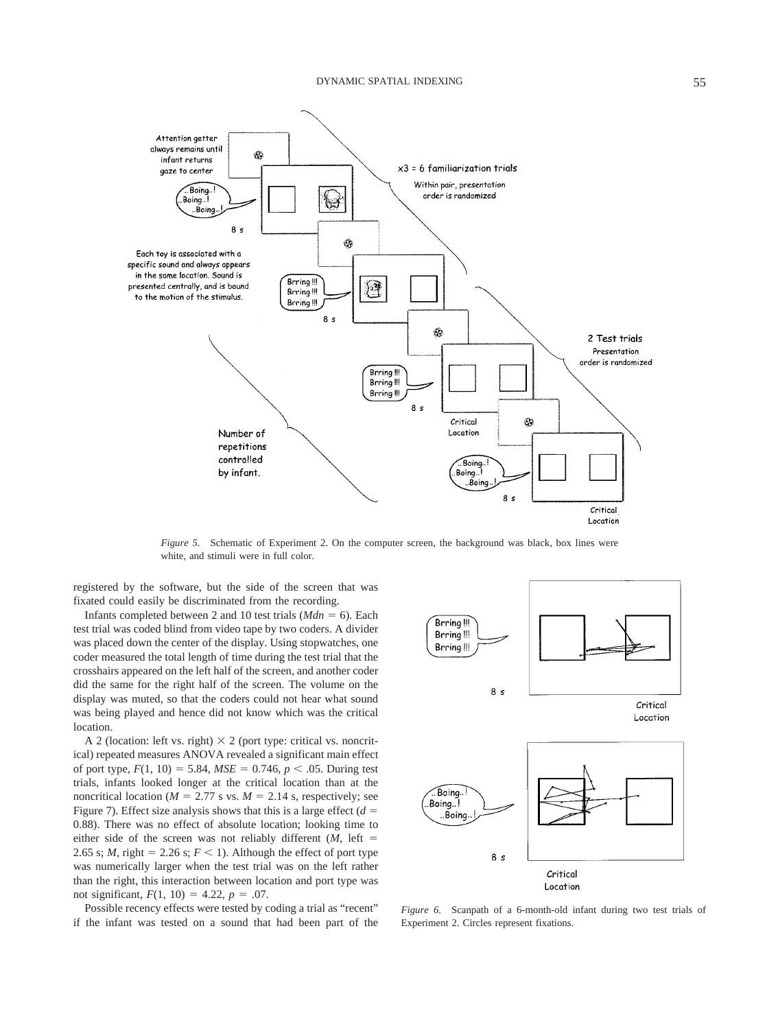Attention getter always remains until infant returns gaze to center

..Boing..! ..Boing..! ..Boing..!

8 s

x3 = 6 familiarization trials

Within pair, presentation order is randomized

Each toy is associated with a specific sound and always appears in the same location. Sound is presented centrally, and is bound to the motion of the stimulus.

Brrring !!! Brrring !!! Brrring !!!

8 s

2 Test trials

Presentation order is randomized

Brrring !!! Brrring !!! Brrring !!!

8 s

Critical Location

Number of repetitions controlled by infant.

..Boing..! ..Boing..! ..Boing..!

8 s

Critical Location

*Figure 5.* Schematic of Experiment 2. On the computer screen, the background was black, box lines were white, and stimuli were in full color.

registered by the software, but the side of the screen that was fixated could easily be discriminated from the recording.

Infants completed between 2 and 10 test trials ($Mdn = 6$). Each test trial was coded blind from video tape by two coders. A divider was placed down the center of the display. Using stopwatches, one coder measured the total length of time during the test trial that the crosshairs appeared on the left half of the screen, and another coder did the same for the right half of the screen. The volume on the display was muted, so that the coders could not hear what sound was being played and hence did not know which was the critical location.

A 2 (location: left vs. right) $\times$ 2 (port type: critical vs. noncritical) repeated measures ANOVA revealed a significant main effect of port type, $F(1, 10) = 5.84$, $MSE = 0.746$, $p < .05$. During test trials, infants looked longer at the critical location than at the noncritical location ($M = 2.77$ s vs. $M = 2.14$ s, respectively; see Figure 7). Effect size analysis shows that this is a large effect ($d = 0.88$). There was no effect of absolute location; looking time to either side of the screen was not reliably different ($M$, left = 2.65 s; $M$, right = 2.26 s; $F < 1$). Although the effect of port type was numerically larger when the test trial was on the left rather than the right, this interaction between location and port type was not significant, $F(1, 10) = 4.22$, $p = .07$.

Possible recency effects were tested by coding a trial as "recent" if the infant was tested on a sound that had been part of the

Brrring !!! Brrring !!! Brrring !!!

8 s

Critical Location

..Boing..! ..Boing..! ..Boing..!

8 s

Critical Location

*Figure 6.* Scanpath of a 6-month-old infant during two test trials of Experiment 2. Circles represent fixations.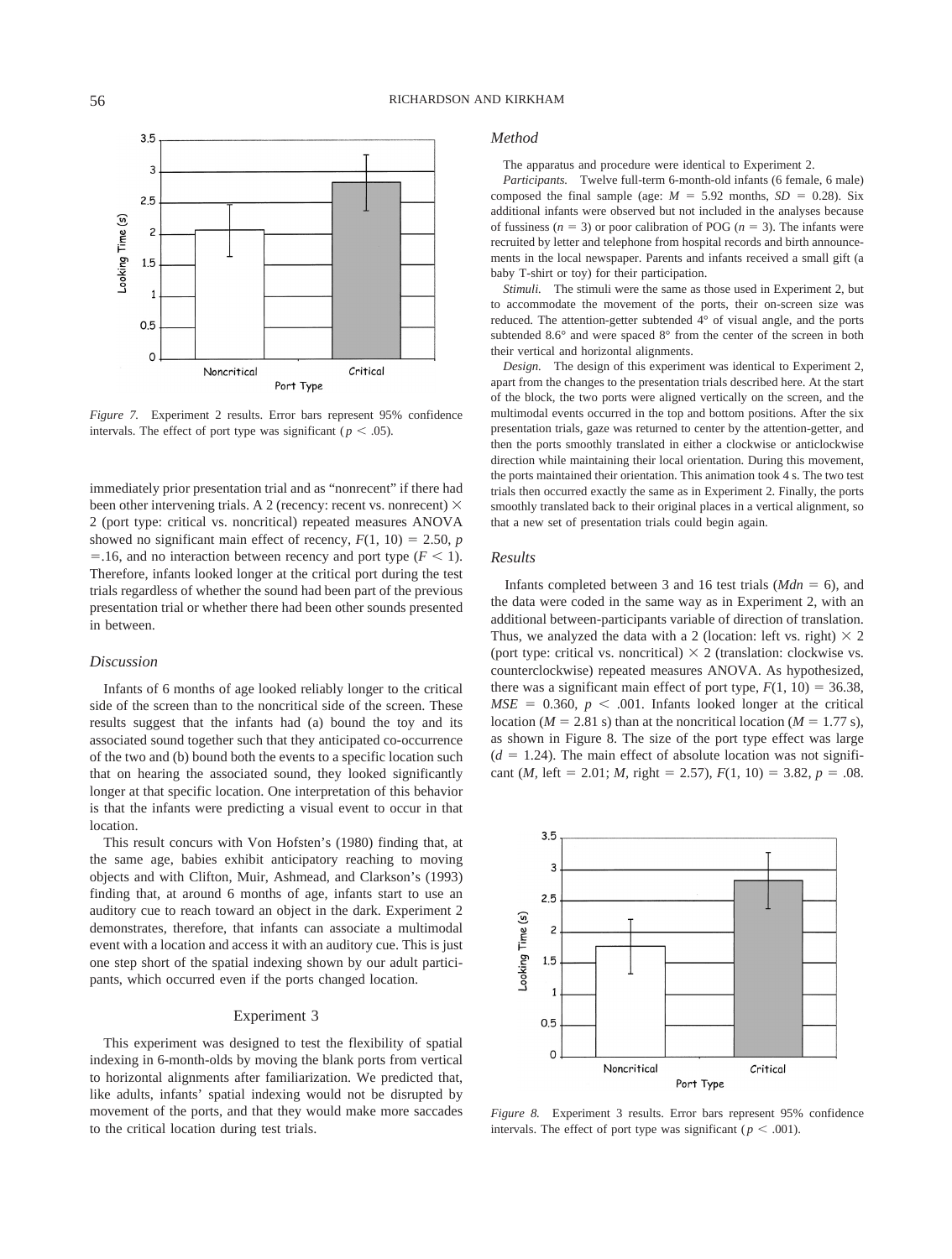3.5
3
2.5
2
1.5
1
0.5
0
Looking Time (s)
Noncritical
Critical
Port Type

*Figure 7.* Experiment 2 results. Error bars represent 95% confidence intervals. The effect of port type was significant ($p < .05$).

immediately prior presentation trial and as "nonrecent" if there had been other intervening trials. A 2 (recency: recent vs. nonrecent) × 2 (port type: critical vs. noncritical) repeated measures ANOVA showed no significant main effect of recency, $F(1, 10) = 2.50$, $p = .16$, and no interaction between recency and port type ($F < 1$). Therefore, infants looked longer at the critical port during the test trials regardless of whether the sound had been part of the previous presentation trial or whether there had been other sounds presented in between.

### Discussion

Infants of 6 months of age looked reliably longer to the critical side of the screen than to the noncritical side of the screen. These results suggest that the infants had (a) bound the toy and its associated sound together such that they anticipated co-occurrence of the two and (b) bound both the events to a specific location such that on hearing the associated sound, they looked significantly longer at that specific location. One interpretation of this behavior is that the infants were predicting a visual event to occur in that location.

This result concurs with Von Hofsten's (1980) finding that, at the same age, babies exhibit anticipatory reaching to moving objects and with Clifton, Muir, Ashmead, and Clarkson's (1993) finding that, at around 6 months of age, infants start to use an auditory cue to reach toward an object in the dark. Experiment 2 demonstrates, therefore, that infants can associate a multimodal event with a location and access it with an auditory cue. This is just one step short of the spatial indexing shown by our adult participants, which occurred even if the ports changed location.

## Experiment 3

This experiment was designed to test the flexibility of spatial indexing in 6-month-olds by moving the blank ports from vertical to horizontal alignments after familiarization. We predicted that, like adults, infants' spatial indexing would not be disrupted by movement of the ports, and that they would make more saccades to the critical location during test trials.

### Method

The apparatus and procedure were identical to Experiment 2.

*Participants.* Twelve full-term 6-month-old infants (6 female, 6 male) composed the final sample (age: $M = 5.92$ months, $SD = 0.28$). Six additional infants were observed but not included in the analyses because of fussiness ($n = 3$) or poor calibration of POG ($n = 3$). The infants were recruited by letter and telephone from hospital records and birth announcements in the local newspaper. Parents and infants received a small gift (a baby T-shirt or toy) for their participation.

*Stimuli.* The stimuli were the same as those used in Experiment 2, but to accommodate the movement of the ports, their on-screen size was reduced. The attention-getter subtended 4° of visual angle, and the ports subtended 8.6° and were spaced 8° from the center of the screen in both their vertical and horizontal alignments.

*Design.* The design of this experiment was identical to Experiment 2, apart from the changes to the presentation trials described here. At the start of the block, the two ports were aligned vertically on the screen, and the multimodal events occurred in the top and bottom positions. After the six presentation trials, gaze was returned to center by the attention-getter, and then the ports smoothly translated in either a clockwise or anticlockwise direction while maintaining their local orientation. During this movement, the ports maintained their orientation. This animation took 4 s. The two test trials then occurred exactly the same as in Experiment 2. Finally, the ports smoothly translated back to their original places in a vertical alignment, so that a new set of presentation trials could begin again.

### Results

Infants completed between 3 and 16 test trials ($Mdn = 6$), and the data were coded in the same way as in Experiment 2, with an additional between-participants variable of direction of translation. Thus, we analyzed the data with a 2 (location: left vs. right) × 2 (port type: critical vs. noncritical) × 2 (translation: clockwise vs. counterclockwise) repeated measures ANOVA. As hypothesized, there was a significant main effect of port type, $F(1, 10) = 36.38$, $MSE = 0.360$, $p < .001$. Infants looked longer at the critical location ($M = 2.81$ s) than at the noncritical location ($M = 1.77$ s), as shown in Figure 8. The size of the port type effect was large ($d = 1.24$). The main effect of absolute location was not significant ($M$, left $= 2.01$; $M$, right $= 2.57$), $F(1, 10) = 3.82$, $p = .08$.

3.5
3
2.5
2
1.5
1
0.5
0
Looking Time (s)
Noncritical
Critical
Port Type

*Figure 8.* Experiment 3 results. Error bars represent 95% confidence intervals. The effect of port type was significant ($p < .001$).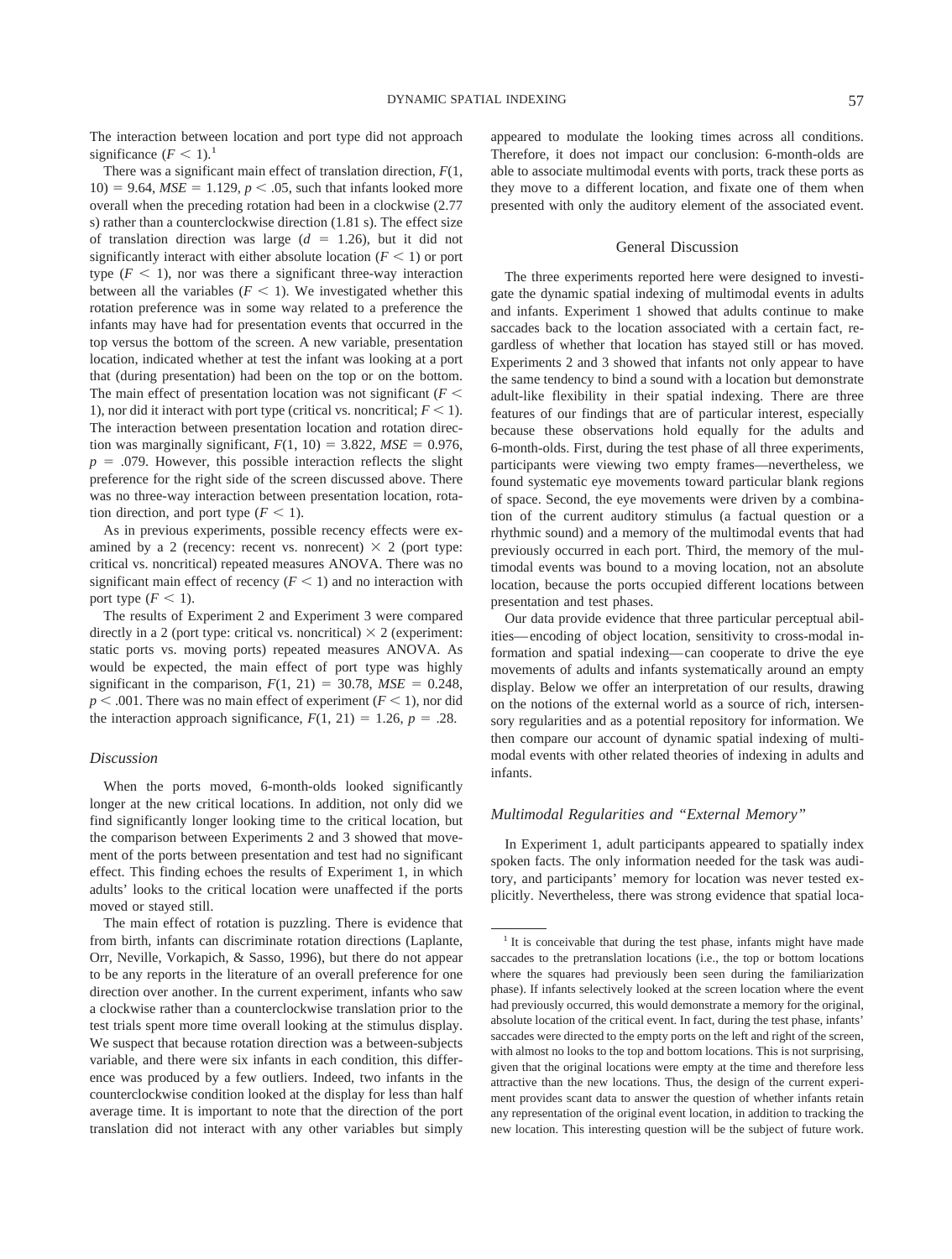The interaction between location and port type did not approach significance ($F < 1$).[1]

There was a significant main effect of translation direction, $F(1, 10) = 9.64$, $MSE = 1.129$, $p < .05$, such that infants looked more overall when the preceding rotation had been in a clockwise (2.77 s) rather than a counterclockwise direction (1.81 s). The effect size of translation direction was large ($d = 1.26$), but it did not significantly interact with either absolute location ($F < 1$) or port type ($F < 1$), nor was there a significant three-way interaction between all the variables ($F < 1$). We investigated whether this rotation preference was in some way related to a preference the infants may have had for presentation events that occurred in the top versus the bottom of the screen. A new variable, presentation location, indicated whether at test the infant was looking at a port that (during presentation) had been on the top or on the bottom. The main effect of presentation location was not significant ($F < 1$), nor did it interact with port type (critical vs. noncritical; $F < 1$). The interaction between presentation location and rotation direction was marginally significant, $F(1, 10) = 3.822$, $MSE = 0.976$, $p = .079$. However, this possible interaction reflects the slight preference for the right side of the screen discussed above. There was no three-way interaction between presentation location, rotation direction, and port type ($F < 1$).

As in previous experiments, possible recency effects were examined by a 2 (recency: recent vs. nonrecent) $\times$ 2 (port type: critical vs. noncritical) repeated measures ANOVA. There was no significant main effect of recency ($F < 1$) and no interaction with port type ($F < 1$).

The results of Experiment 2 and Experiment 3 were compared directly in a 2 (port type: critical vs. noncritical) $\times$ 2 (experiment: static ports vs. moving ports) repeated measures ANOVA. As would be expected, the main effect of port type was highly significant in the comparison, $F(1, 21) = 30.78$, $MSE = 0.248$, $p < .001$. There was no main effect of experiment ($F < 1$), nor did the interaction approach significance, $F(1, 21) = 1.26$, $p = .28$.

### *Discussion*

When the ports moved, 6-month-olds looked significantly longer at the new critical locations. In addition, not only did we find significantly longer looking time to the critical location, but the comparison between Experiments 2 and 3 showed that movement of the ports between presentation and test had no significant effect. This finding echoes the results of Experiment 1, in which adults' looks to the critical location were unaffected if the ports moved or stayed still.

The main effect of rotation is puzzling. There is evidence that from birth, infants can discriminate rotation directions (Laplante, Orr, Neville, Vorkapich, & Sasso, 1996), but there do not appear to be any reports in the literature of an overall preference for one direction over another. In the current experiment, infants who saw a clockwise rather than a counterclockwise translation prior to the test trials spent more time overall looking at the stimulus display. We suspect that because rotation direction was a between-subjects variable, and there were six infants in each condition, this difference was produced by a few outliers. Indeed, two infants in the counterclockwise condition looked at the display for less than half average time. It is important to note that the direction of the port translation did not interact with any other variables but simply appeared to modulate the looking times across all conditions. Therefore, it does not impact our conclusion: 6-month-olds are able to associate multimodal events with ports, track these ports as they move to a different location, and fixate one of them when presented with only the auditory element of the associated event.

## General Discussion

The three experiments reported here were designed to investigate the dynamic spatial indexing of multimodal events in adults and infants. Experiment 1 showed that adults continue to make saccades back to the location associated with a certain fact, regardless of whether that location has stayed still or has moved. Experiments 2 and 3 showed that infants not only appear to have the same tendency to bind a sound with a location but demonstrate adult-like flexibility in their spatial indexing. There are three features of our findings that are of particular interest, especially because these observations hold equally for the adults and 6-month-olds. First, during the test phase of all three experiments, participants were viewing two empty frames—nevertheless, we found systematic eye movements toward particular blank regions of space. Second, the eye movements were driven by a combination of the current auditory stimulus (a factual question or a rhythmic sound) and a memory of the multimodal events that had previously occurred in each port. Third, the memory of the multimodal events was bound to a moving location, not an absolute location, because the ports occupied different locations between presentation and test phases.

Our data provide evidence that three particular perceptual abilities—encoding of object location, sensitivity to cross-modal information and spatial indexing—can cooperate to drive the eye movements of adults and infants systematically around an empty display. Below we offer an interpretation of our results, drawing on the notions of the external world as a source of rich, intersensory regularities and as a potential repository for information. We then compare our account of dynamic spatial indexing of multimodal events with other related theories of indexing in adults and infants.

### *Multimodal Regularities and "External Memory"*

In Experiment 1, adult participants appeared to spatially index spoken facts. The only information needed for the task was auditory, and participants' memory for location was never tested explicitly. Nevertheless, there was strong evidence that spatial loca-

[1] It is conceivable that during the test phase, infants might have made saccades to the pretranslation locations (i.e., the top or bottom locations where the squares had previously been seen during the familiarization phase). If infants selectively looked at the screen location where the event had previously occurred, this would demonstrate a memory for the original, absolute location of the critical event. In fact, during the test phase, infants' saccades were directed to the empty ports on the left and right of the screen, with almost no looks to the top and bottom locations. This is not surprising, given that the original locations were empty at the time and therefore less attractive than the new locations. Thus, the design of the current experiment provides scant data to answer the question of whether infants retain any representation of the original event location, in addition to tracking the new location. This interesting question will be the subject of future work.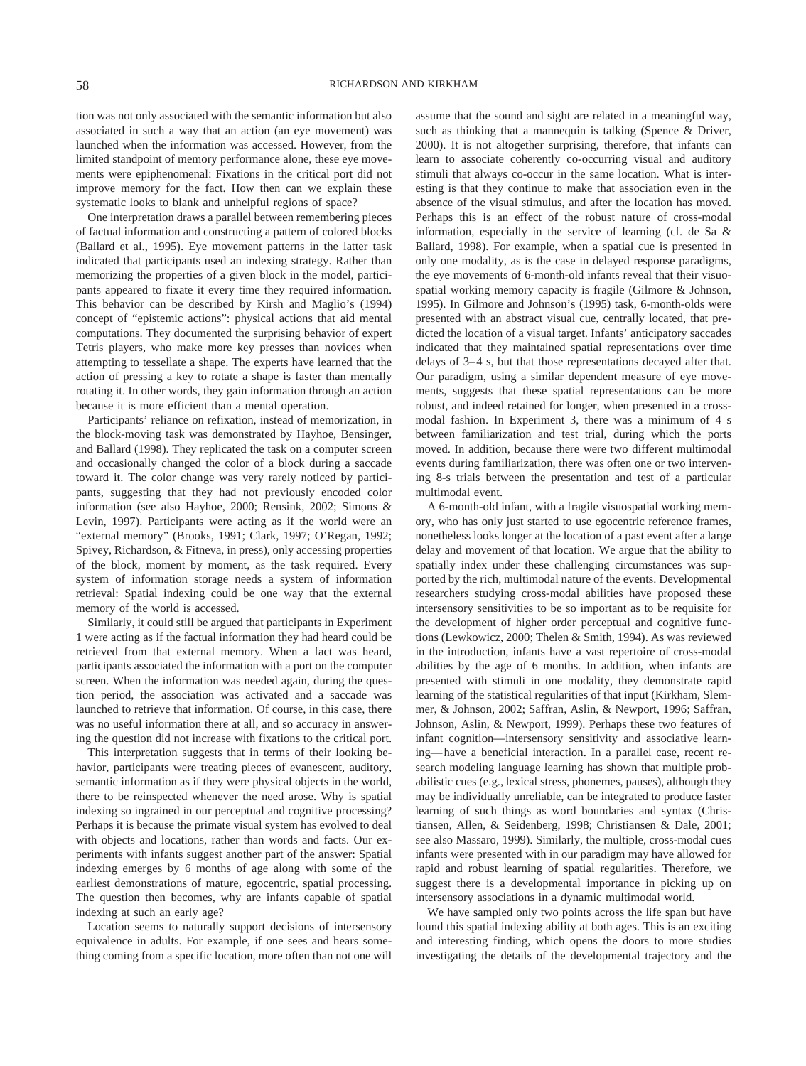tion was not only associated with the semantic information but also associated in such a way that an action (an eye movement) was launched when the information was accessed. However, from the limited standpoint of memory performance alone, these eye movements were epiphenomenal: Fixations in the critical port did not improve memory for the fact. How then can we explain these systematic looks to blank and unhelpful regions of space?

One interpretation draws a parallel between remembering pieces of factual information and constructing a pattern of colored blocks (Ballard et al., 1995). Eye movement patterns in the latter task indicated that participants used an indexing strategy. Rather than memorizing the properties of a given block in the model, participants appeared to fixate it every time they required information. This behavior can be described by Kirsh and Maglio's (1994) concept of "epistemic actions": physical actions that aid mental computations. They documented the surprising behavior of expert Tetris players, who make more key presses than novices when attempting to tessellate a shape. The experts have learned that the action of pressing a key to rotate a shape is faster than mentally rotating it. In other words, they gain information through an action because it is more efficient than a mental operation.

Participants' reliance on refixation, instead of memorization, in the block-moving task was demonstrated by Hayhoe, Bensinger, and Ballard (1998). They replicated the task on a computer screen and occasionally changed the color of a block during a saccade toward it. The color change was very rarely noticed by participants, suggesting that they had not previously encoded color information (see also Hayhoe, 2000; Rensink, 2002; Simons & Levin, 1997). Participants were acting as if the world were an "external memory" (Brooks, 1991; Clark, 1997; O'Regan, 1992; Spivey, Richardson, & Fitneva, in press), only accessing properties of the block, moment by moment, as the task required. Every system of information storage needs a system of information retrieval: Spatial indexing could be one way that the external memory of the world is accessed.

Similarly, it could still be argued that participants in Experiment 1 were acting as if the factual information they had heard could be retrieved from that external memory. When a fact was heard, participants associated the information with a port on the computer screen. When the information was needed again, during the question period, the association was activated and a saccade was launched to retrieve that information. Of course, in this case, there was no useful information there at all, and so accuracy in answering the question did not increase with fixations to the critical port.

This interpretation suggests that in terms of their looking behavior, participants were treating pieces of evanescent, auditory, semantic information as if they were physical objects in the world, there to be reinspected whenever the need arose. Why is spatial indexing so ingrained in our perceptual and cognitive processing? Perhaps it is because the primate visual system has evolved to deal with objects and locations, rather than words and facts. Our experiments with infants suggest another part of the answer: Spatial indexing emerges by 6 months of age along with some of the earliest demonstrations of mature, egocentric, spatial processing. The question then becomes, why are infants capable of spatial indexing at such an early age?

Location seems to naturally support decisions of intersensory equivalence in adults. For example, if one sees and hears something coming from a specific location, more often than not one will assume that the sound and sight are related in a meaningful way, such as thinking that a mannequin is talking (Spence & Driver, 2000). It is not altogether surprising, therefore, that infants can learn to associate coherently co-occurring visual and auditory stimuli that always co-occur in the same location. What is interesting is that they continue to make that association even in the absence of the visual stimulus, and after the location has moved. Perhaps this is an effect of the robust nature of cross-modal information, especially in the service of learning (cf. de Sa & Ballard, 1998). For example, when a spatial cue is presented in only one modality, as is the case in delayed response paradigms, the eye movements of 6-month-old infants reveal that their visuospatial working memory capacity is fragile (Gilmore & Johnson, 1995). In Gilmore and Johnson's (1995) task, 6-month-olds were presented with an abstract visual cue, centrally located, that predicted the location of a visual target. Infants' anticipatory saccades indicated that they maintained spatial representations over time delays of 3–4 s, but that those representations decayed after that. Our paradigm, using a similar dependent measure of eye movements, suggests that these spatial representations can be more robust, and indeed retained for longer, when presented in a cross-modal fashion. In Experiment 3, there was a minimum of 4 s between familiarization and test trial, during which the ports moved. In addition, because there were two different multimodal events during familiarization, there was often one or two intervening 8-s trials between the presentation and test of a particular multimodal event.

A 6-month-old infant, with a fragile visuospatial working memory, who has only just started to use egocentric reference frames, nonetheless looks longer at the location of a past event after a large delay and movement of that location. We argue that the ability to spatially index under these challenging circumstances was supported by the rich, multimodal nature of the events. Developmental researchers studying cross-modal abilities have proposed these intersensory sensitivities to be so important as to be requisite for the development of higher order perceptual and cognitive functions (Lewkowicz, 2000; Thelen & Smith, 1994). As was reviewed in the introduction, infants have a vast repertoire of cross-modal abilities by the age of 6 months. In addition, when infants are presented with stimuli in one modality, they demonstrate rapid learning of the statistical regularities of that input (Kirkham, Slemmer, & Johnson, 2002; Saffran, Aslin, & Newport, 1996; Saffran, Johnson, Aslin, & Newport, 1999). Perhaps these two features of infant cognition—intersensory sensitivity and associative learning—have a beneficial interaction. In a parallel case, recent research modeling language learning has shown that multiple probabilistic cues (e.g., lexical stress, phonemes, pauses), although they may be individually unreliable, can be integrated to produce faster learning of such things as word boundaries and syntax (Christiansen, Allen, & Seidenberg, 1998; Christiansen & Dale, 2001; see also Massaro, 1999). Similarly, the multiple, cross-modal cues infants were presented with in our paradigm may have allowed for rapid and robust learning of spatial regularities. Therefore, we suggest there is a developmental importance in picking up on intersensory associations in a dynamic multimodal world.

We have sampled only two points across the life span but have found this spatial indexing ability at both ages. This is an exciting and interesting finding, which opens the doors to more studies investigating the details of the developmental trajectory and the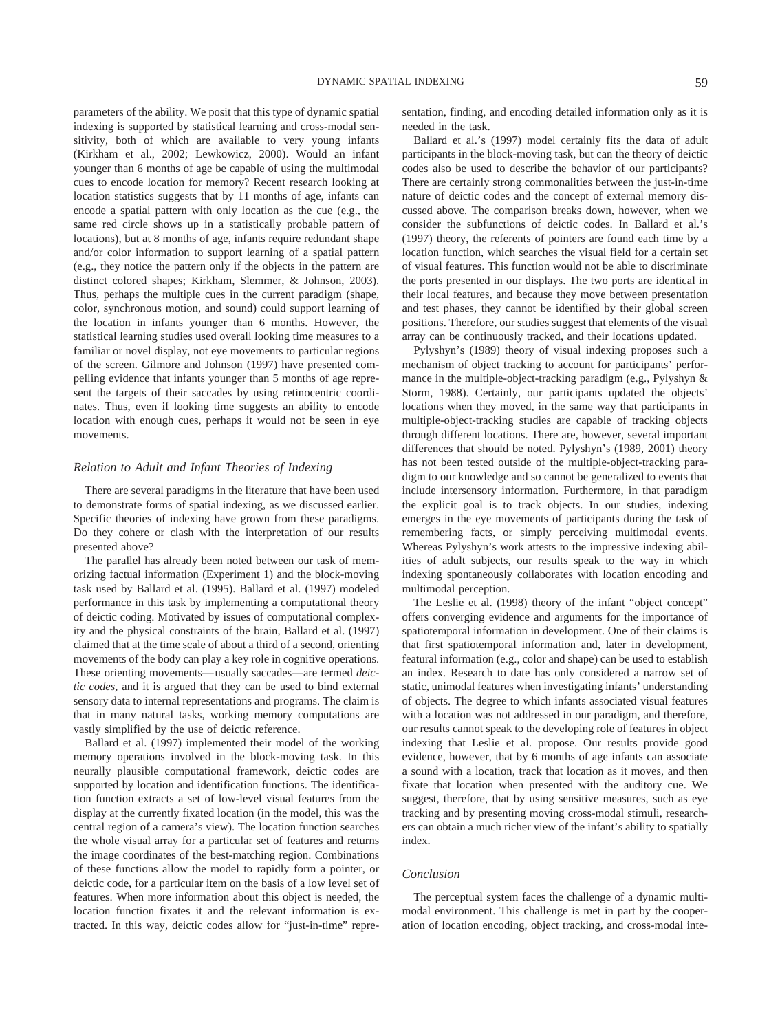parameters of the ability. We posit that this type of dynamic spatial indexing is supported by statistical learning and cross-modal sensitivity, both of which are available to very young infants (Kirkham et al., 2002; Lewkowicz, 2000). Would an infant younger than 6 months of age be capable of using the multimodal cues to encode location for memory? Recent research looking at location statistics suggests that by 11 months of age, infants can encode a spatial pattern with only location as the cue (e.g., the same red circle shows up in a statistically probable pattern of locations), but at 8 months of age, infants require redundant shape and/or color information to support learning of a spatial pattern (e.g., they notice the pattern only if the objects in the pattern are distinct colored shapes; Kirkham, Slemmer, & Johnson, 2003). Thus, perhaps the multiple cues in the current paradigm (shape, color, synchronous motion, and sound) could support learning of the location in infants younger than 6 months. However, the statistical learning studies used overall looking time measures to a familiar or novel display, not eye movements to particular regions of the screen. Gilmore and Johnson (1997) have presented compelling evidence that infants younger than 5 months of age represent the targets of their saccades by using retinocentric coordinates. Thus, even if looking time suggests an ability to encode location with enough cues, perhaps it would not be seen in eye movements.

### *Relation to Adult and Infant Theories of Indexing*

There are several paradigms in the literature that have been used to demonstrate forms of spatial indexing, as we discussed earlier. Specific theories of indexing have grown from these paradigms. Do they cohere or clash with the interpretation of our results presented above?

The parallel has already been noted between our task of memorizing factual information (Experiment 1) and the block-moving task used by Ballard et al. (1995). Ballard et al. (1997) modeled performance in this task by implementing a computational theory of deictic coding. Motivated by issues of computational complexity and the physical constraints of the brain, Ballard et al. (1997) claimed that at the time scale of about a third of a second, orienting movements of the body can play a key role in cognitive operations. These orienting movements—usually saccades—are termed *deictic codes,* and it is argued that they can be used to bind external sensory data to internal representations and programs. The claim is that in many natural tasks, working memory computations are vastly simplified by the use of deictic reference.

Ballard et al. (1997) implemented their model of the working memory operations involved in the block-moving task. In this neurally plausible computational framework, deictic codes are supported by location and identification functions. The identification function extracts a set of low-level visual features from the display at the currently fixated location (in the model, this was the central region of a camera's view). The location function searches the whole visual array for a particular set of features and returns the image coordinates of the best-matching region. Combinations of these functions allow the model to rapidly form a pointer, or deictic code, for a particular item on the basis of a low level set of features. When more information about this object is needed, the location function fixates it and the relevant information is extracted. In this way, deictic codes allow for "just-in-time" representation, finding, and encoding detailed information only as it is needed in the task.

Ballard et al.'s (1997) model certainly fits the data of adult participants in the block-moving task, but can the theory of deictic codes also be used to describe the behavior of our participants? There are certainly strong commonalities between the just-in-time nature of deictic codes and the concept of external memory discussed above. The comparison breaks down, however, when we consider the subfunctions of deictic codes. In Ballard et al.'s (1997) theory, the referents of pointers are found each time by a location function, which searches the visual field for a certain set of visual features. This function would not be able to discriminate the ports presented in our displays. The two ports are identical in their local features, and because they move between presentation and test phases, they cannot be identified by their global screen positions. Therefore, our studies suggest that elements of the visual array can be continuously tracked, and their locations updated.

Pylyshyn's (1989) theory of visual indexing proposes such a mechanism of object tracking to account for participants' performance in the multiple-object-tracking paradigm (e.g., Pylyshyn & Storm, 1988). Certainly, our participants updated the objects' locations when they moved, in the same way that participants in multiple-object-tracking studies are capable of tracking objects through different locations. There are, however, several important differences that should be noted. Pylyshyn's (1989, 2001) theory has not been tested outside of the multiple-object-tracking paradigm to our knowledge and so cannot be generalized to events that include intersensory information. Furthermore, in that paradigm the explicit goal is to track objects. In our studies, indexing emerges in the eye movements of participants during the task of remembering facts, or simply perceiving multimodal events. Whereas Pylyshyn's work attests to the impressive indexing abilities of adult subjects, our results speak to the way in which indexing spontaneously collaborates with location encoding and multimodal perception.

The Leslie et al. (1998) theory of the infant "object concept" offers converging evidence and arguments for the importance of spatiotemporal information in development. One of their claims is that first spatiotemporal information and, later in development, featural information (e.g., color and shape) can be used to establish an index. Research to date has only considered a narrow set of static, unimodal features when investigating infants' understanding of objects. The degree to which infants associated visual features with a location was not addressed in our paradigm, and therefore, our results cannot speak to the developing role of features in object indexing that Leslie et al. propose. Our results provide good evidence, however, that by 6 months of age infants can associate a sound with a location, track that location as it moves, and then fixate that location when presented with the auditory cue. We suggest, therefore, that by using sensitive measures, such as eye tracking and by presenting moving cross-modal stimuli, researchers can obtain a much richer view of the infant's ability to spatially index.

### *Conclusion*

The perceptual system faces the challenge of a dynamic multimodal environment. This challenge is met in part by the cooperation of location encoding, object tracking, and cross-modal inte-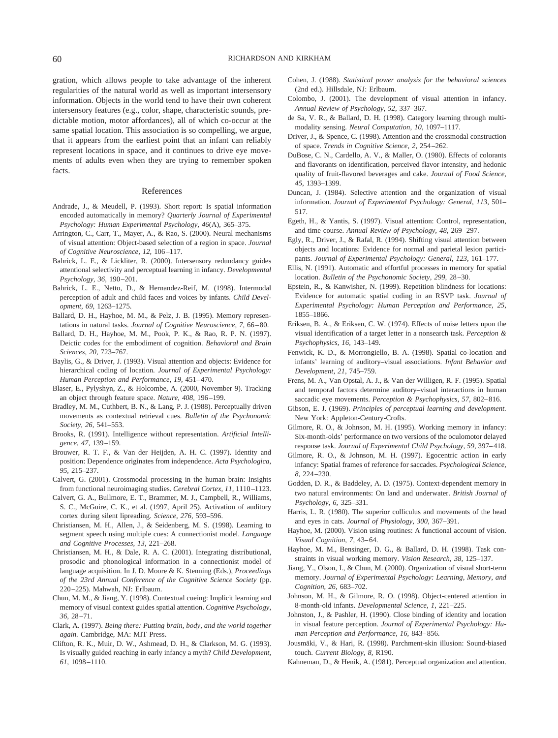gration, which allows people to take advantage of the inherent regularities of the natural world as well as important intersensory information. Objects in the world tend to have their own coherent intersensory features (e.g., color, shape, characteristic sounds, predictable motion, motor affordances), all of which co-occur at the same spatial location. This association is so compelling, we argue, that it appears from the earliest point that an infant can reliably represent locations in space, and it continues to drive eye movements of adults even when they are trying to remember spoken facts.

## References

Andrade, J., & Meudell, P. (1993). Short report: Is spatial information encoded automatically in memory? *Quarterly Journal of Experimental Psychology: Human Experimental Psychology, 46*(A), 365–375.

Arrington, C., Carr, T., Mayer, A., & Rao, S. (2000). Neural mechanisms of visual attention: Object-based selection of a region in space. *Journal of Cognitive Neuroscience, 12,* 106–117.

Bahrick, L. E., & Lickliter, R. (2000). Intersensory redundancy guides attentional selectivity and perceptual learning in infancy. *Developmental Psychology, 36,* 190–201.

Bahrick, L. E., Netto, D., & Hernandez-Reif, M. (1998). Intermodal perception of adult and child faces and voices by infants. *Child Development, 69,* 1263–1275.

Ballard, D. H., Hayhoe, M. M., & Pelz, J. B. (1995). Memory representations in natural tasks. *Journal of Cognitive Neuroscience, 7,* 66–80.

Ballard, D. H., Hayhoe, M. M., Pook, P. K., & Rao, R. P. N. (1997). Deictic codes for the embodiment of cognition. *Behavioral and Brain Sciences, 20,* 723–767.

Baylis, G., & Driver, J. (1993). Visual attention and objects: Evidence for hierarchical coding of location. *Journal of Experimental Psychology: Human Perception and Performance, 19,* 451–470.

Blaser, E., Pylyshyn, Z., & Holcombe, A. (2000, November 9). Tracking an object through feature space. *Nature, 408,* 196–199.

Bradley, M. M., Cuthbert, B. N., & Lang, P. J. (1988). Perceptually driven movements as contextual retrieval cues. *Bulletin of the Psychonomic Society, 26,* 541–553.

Brooks, R. (1991). Intelligence without representation. *Artificial Intelligence, 47,* 139–159.

Brouwer, R. T. F., & Van der Heijden, A. H. C. (1997). Identity and position: Dependence originates from independence. *Acta Psychologica, 95,* 215–237.

Calvert, G. (2001). Crossmodal processing in the human brain: Insights from functional neuroimaging studies. *Cerebral Cortex, 11,* 1110–1123.

Calvert, G. A., Bullmore, E. T., Brammer, M. J., Campbell, R., Williams, S. C., McGuire, C. K., et al. (1997, April 25). Activation of auditory cortex during silent lipreading. *Science, 276,* 593–596.

Christiansen, M. H., Allen, J., & Seidenberg, M. S. (1998). Learning to segment speech using multiple cues: A connectionist model. *Language and Cognitive Processes, 13,* 221–268.

Christiansen, M. H., & Dale, R. A. C. (2001). Integrating distributional, prosodic and phonological information in a connectionist model of language acquisition. In J. D. Moore & K. Stenning (Eds.), *Proceedings of the 23rd Annual Conference of the Cognitive Science Society* (pp. 220–225). Mahwah, NJ: Erlbaum.

Chun, M. M., & Jiang, Y. (1998). Contextual cueing: Implicit learning and memory of visual context guides spatial attention. *Cognitive Psychology, 36,* 28–71.

Clark, A. (1997). *Being there: Putting brain, body, and the world together again.* Cambridge, MA: MIT Press.

Clifton, R. K., Muir, D. W., Ashmead, D. H., & Clarkson, M. G. (1993). Is visually guided reaching in early infancy a myth? *Child Development, 61,* 1098–1110.

Cohen, J. (1988). *Statistical power analysis for the behavioral sciences* (2nd ed.). Hillsdale, NJ: Erlbaum.

Colombo, J. (2001). The development of visual attention in infancy. *Annual Review of Psychology, 52,* 337–367.

de Sa, V. R., & Ballard, D. H. (1998). Category learning through multimodality sensing. *Neural Computation, 10,* 1097–1117.

Driver, J., & Spence, C. (1998). Attention and the crossmodal construction of space. *Trends in Cognitive Science, 2,* 254–262.

DuBose, C. N., Cardello, A. V., & Maller, O. (1980). Effects of colorants and flavorants on identification, perceived flavor intensity, and hedonic quality of fruit-flavored beverages and cake. *Journal of Food Science, 45,* 1393–1399.

Duncan, J. (1984). Selective attention and the organization of visual information. *Journal of Experimental Psychology: General, 113,* 501–517.

Egeth, H., & Yantis, S. (1997). Visual attention: Control, representation, and time course. *Annual Review of Psychology, 48,* 269–297.

Egly, R., Driver, J., & Rafal, R. (1994). Shifting visual attention between objects and locations: Evidence for normal and parietal lesion participants. *Journal of Experimental Psychology: General, 123,* 161–177.

Ellis, N. (1991). Automatic and effortful processes in memory for spatial location. *Bulletin of the Psychonomic Society, 299,* 28–30.

Epstein, R., & Kanwisher, N. (1999). Repetition blindness for locations: Evidence for automatic spatial coding in an RSVP task. *Journal of Experimental Psychology: Human Perception and Performance, 25,* 1855–1866.

Eriksen, B. A., & Eriksen, C. W. (1974). Effects of noise letters upon the visual identification of a target letter in a nonsearch task. *Perception & Psychophysics, 16,* 143–149.

Fenwick, K. D., & Morrongiello, B. A. (1998). Spatial co-location and infants' learning of auditory–visual associations. *Infant Behavior and Development, 21,* 745–759.

Frens, M. A., Van Opstal, A. J., & Van der Willigen, R. F. (1995). Spatial and temporal factors determine auditory–visual interactions in human saccadic eye movements. *Perception & Psychophysics, 57,* 802–816.

Gibson, E. J. (1969). *Principles of perceptual learning and development.* New York: Appleton-Century-Crofts.

Gilmore, R. O., & Johnson, M. H. (1995). Working memory in infancy: Six-month-olds' performance on two versions of the oculomotor delayed response task. *Journal of Experimental Child Psychology, 59,* 397–418.

Gilmore, R. O., & Johnson, M. H. (1997). Egocentric action in early infancy: Spatial frames of reference for saccades. *Psychological Science, 8,* 224–230.

Godden, D. R., & Baddeley, A. D. (1975). Context-dependent memory in two natural environments: On land and underwater. *British Journal of Psychology, 6,* 325–331.

Harris, L. R. (1980). The superior colliculus and movements of the head and eyes in cats. *Journal of Physiology, 300,* 367–391.

Hayhoe, M. (2000). Vision using routines: A functional account of vision. *Visual Cognition, 7,* 43–64.

Hayhoe, M. M., Bensinger, D. G., & Ballard, D. H. (1998). Task constraints in visual working memory. *Vision Research, 38,* 125–137.

Jiang, Y., Olson, I., & Chun, M. (2000). Organization of visual short-term memory. *Journal of Experimental Psychology: Learning, Memory, and Cognition, 26,* 683–702.

Johnson, M. H., & Gilmore, R. O. (1998). Object-centered attention in 8-month-old infants. *Developmental Science, 1,* 221–225.

Johnston, J., & Pashler, H. (1990). Close binding of identity and location in visual feature perception. *Journal of Experimental Psychology: Human Perception and Performance, 16,* 843–856.

Jousmäki, V., & Hari, R. (1998). Parchment-skin illusion: Sound-biased touch. *Current Biology, 8,* R190.

Kahneman, D., & Henik, A. (1981). Perceptual organization and attention.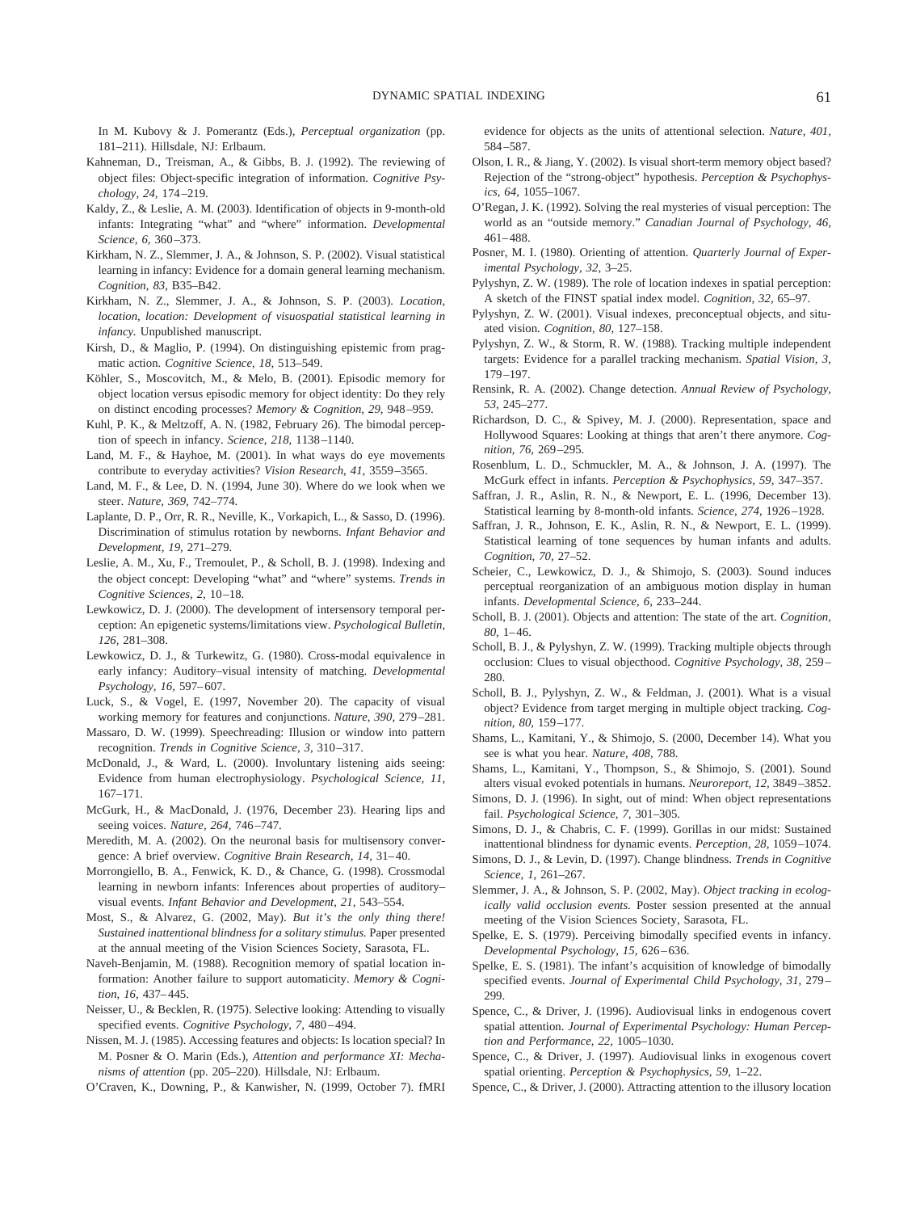In M. Kubovy & J. Pomerantz (Eds.), *Perceptual organization* (pp. 181–211). Hillsdale, NJ: Erlbaum.

Kahneman, D., Treisman, A., & Gibbs, B. J. (1992). The reviewing of object files: Object-specific integration of information. *Cognitive Psychology, 24,* 174–219.

Kaldy, Z., & Leslie, A. M. (2003). Identification of objects in 9-month-old infants: Integrating "what" and "where" information. *Developmental Science, 6,* 360–373.

Kirkham, N. Z., Slemmer, J. A., & Johnson, S. P. (2002). Visual statistical learning in infancy: Evidence for a domain general learning mechanism. *Cognition, 83,* B35–B42.

Kirkham, N. Z., Slemmer, J. A., & Johnson, S. P. (2003). *Location, location, location: Development of visuospatial statistical learning in infancy.* Unpublished manuscript.

Kirsh, D., & Maglio, P. (1994). On distinguishing epistemic from pragmatic action. *Cognitive Science, 18,* 513–549.

Köhler, S., Moscovitch, M., & Melo, B. (2001). Episodic memory for object location versus episodic memory for object identity: Do they rely on distinct encoding processes? *Memory & Cognition, 29,* 948–959.

Kuhl, P. K., & Meltzoff, A. N. (1982, February 26). The bimodal perception of speech in infancy. *Science, 218,* 1138–1140.

Land, M. F., & Hayhoe, M. (2001). In what ways do eye movements contribute to everyday activities? *Vision Research, 41,* 3559–3565.

Land, M. F., & Lee, D. N. (1994, June 30). Where do we look when we steer. *Nature, 369,* 742–774.

Laplante, D. P., Orr, R. R., Neville, K., Vorkapich, L., & Sasso, D. (1996). Discrimination of stimulus rotation by newborns. *Infant Behavior and Development, 19,* 271–279.

Leslie, A. M., Xu, F., Tremoulet, P., & Scholl, B. J. (1998). Indexing and the object concept: Developing "what" and "where" systems. *Trends in Cognitive Sciences, 2,* 10–18.

Lewkowicz, D. J. (2000). The development of intersensory temporal perception: An epigenetic systems/limitations view. *Psychological Bulletin, 126,* 281–308.

Lewkowicz, D. J., & Turkewitz, G. (1980). Cross-modal equivalence in early infancy: Auditory–visual intensity of matching. *Developmental Psychology, 16,* 597–607.

Luck, S., & Vogel, E. (1997, November 20). The capacity of visual working memory for features and conjunctions. *Nature, 390,* 279–281.

Massaro, D. W. (1999). Speechreading: Illusion or window into pattern recognition. *Trends in Cognitive Science, 3,* 310–317.

McDonald, J., & Ward, L. (2000). Involuntary listening aids seeing: Evidence from human electrophysiology. *Psychological Science, 11,* 167–171.

McGurk, H., & MacDonald, J. (1976, December 23). Hearing lips and seeing voices. *Nature, 264,* 746–747.

Meredith, M. A. (2002). On the neuronal basis for multisensory convergence: A brief overview. *Cognitive Brain Research, 14,* 31–40.

Morrongiello, B. A., Fenwick, K. D., & Chance, G. (1998). Crossmodal learning in newborn infants: Inferences about properties of auditory–visual events. *Infant Behavior and Development, 21,* 543–554.

Most, S., & Alvarez, G. (2002, May). *But it's the only thing there! Sustained inattentional blindness for a solitary stimulus.* Paper presented at the annual meeting of the Vision Sciences Society, Sarasota, FL.

Naveh-Benjamin, M. (1988). Recognition memory of spatial location information: Another failure to support automaticity. *Memory & Cognition, 16,* 437–445.

Neisser, U., & Becklen, R. (1975). Selective looking: Attending to visually specified events. *Cognitive Psychology, 7,* 480–494.

Nissen, M. J. (1985). Accessing features and objects: Is location special? In M. Posner & O. Marin (Eds.), *Attention and performance XI: Mechanisms of attention* (pp. 205–220). Hillsdale, NJ: Erlbaum.

O'Craven, K., Downing, P., & Kanwisher, N. (1999, October 7). fMRI evidence for objects as the units of attentional selection. *Nature, 401,* 584–587.

Olson, I. R., & Jiang, Y. (2002). Is visual short-term memory object based? Rejection of the "strong-object" hypothesis. *Perception & Psychophysics, 64,* 1055–1067.

O'Regan, J. K. (1992). Solving the real mysteries of visual perception: The world as an "outside memory." *Canadian Journal of Psychology, 46,* 461–488.

Posner, M. I. (1980). Orienting of attention. *Quarterly Journal of Experimental Psychology, 32,* 3–25.

Pylyshyn, Z. W. (1989). The role of location indexes in spatial perception: A sketch of the FINST spatial index model. *Cognition, 32,* 65–97.

Pylyshyn, Z. W. (2001). Visual indexes, preconceptual objects, and situated vision. *Cognition, 80,* 127–158.

Pylyshyn, Z. W., & Storm, R. W. (1988). Tracking multiple independent targets: Evidence for a parallel tracking mechanism. *Spatial Vision, 3,* 179–197.

Rensink, R. A. (2002). Change detection. *Annual Review of Psychology, 53,* 245–277.

Richardson, D. C., & Spivey, M. J. (2000). Representation, space and Hollywood Squares: Looking at things that aren't there anymore. *Cognition, 76,* 269–295.

Rosenblum, L. D., Schmuckler, M. A., & Johnson, J. A. (1997). The McGurk effect in infants. *Perception & Psychophysics, 59,* 347–357.

Saffran, J. R., Aslin, R. N., & Newport, E. L. (1996, December 13). Statistical learning by 8-month-old infants. *Science, 274,* 1926–1928.

Saffran, J. R., Johnson, E. K., Aslin, R. N., & Newport, E. L. (1999). Statistical learning of tone sequences by human infants and adults. *Cognition, 70,* 27–52.

Scheier, C., Lewkowicz, D. J., & Shimojo, S. (2003). Sound induces perceptual reorganization of an ambiguous motion display in human infants. *Developmental Science, 6,* 233–244.

Scholl, B. J. (2001). Objects and attention: The state of the art. *Cognition, 80,* 1–46.

Scholl, B. J., & Pylyshyn, Z. W. (1999). Tracking multiple objects through occlusion: Clues to visual objecthood. *Cognitive Psychology, 38,* 259–280.

Scholl, B. J., Pylyshyn, Z. W., & Feldman, J. (2001). What is a visual object? Evidence from target merging in multiple object tracking. *Cognition, 80,* 159–177.

Shams, L., Kamitani, Y., & Shimojo, S. (2000, December 14). What you see is what you hear. *Nature, 408,* 788.

Shams, L., Kamitani, Y., Thompson, S., & Shimojo, S. (2001). Sound alters visual evoked potentials in humans. *Neuroreport, 12,* 3849–3852.

Simons, D. J. (1996). In sight, out of mind: When object representations fail. *Psychological Science, 7,* 301–305.

Simons, D. J., & Chabris, C. F. (1999). Gorillas in our midst: Sustained inattentional blindness for dynamic events. *Perception, 28,* 1059–1074.

Simons, D. J., & Levin, D. (1997). Change blindness. *Trends in Cognitive Science, 1,* 261–267.

Slemmer, J. A., & Johnson, S. P. (2002, May). *Object tracking in ecologically valid occlusion events.* Poster session presented at the annual meeting of the Vision Sciences Society, Sarasota, FL.

Spelke, E. S. (1979). Perceiving bimodally specified events in infancy. *Developmental Psychology, 15,* 626–636.

Spelke, E. S. (1981). The infant's acquisition of knowledge of bimodally specified events. *Journal of Experimental Child Psychology, 31,* 279–299.

Spence, C., & Driver, J. (1996). Audiovisual links in endogenous covert spatial attention. *Journal of Experimental Psychology: Human Perception and Performance, 22,* 1005–1030.

Spence, C., & Driver, J. (1997). Audiovisual links in exogenous covert spatial orienting. *Perception & Psychophysics, 59,* 1–22.

Spence, C., & Driver, J. (2000). Attracting attention to the illusory location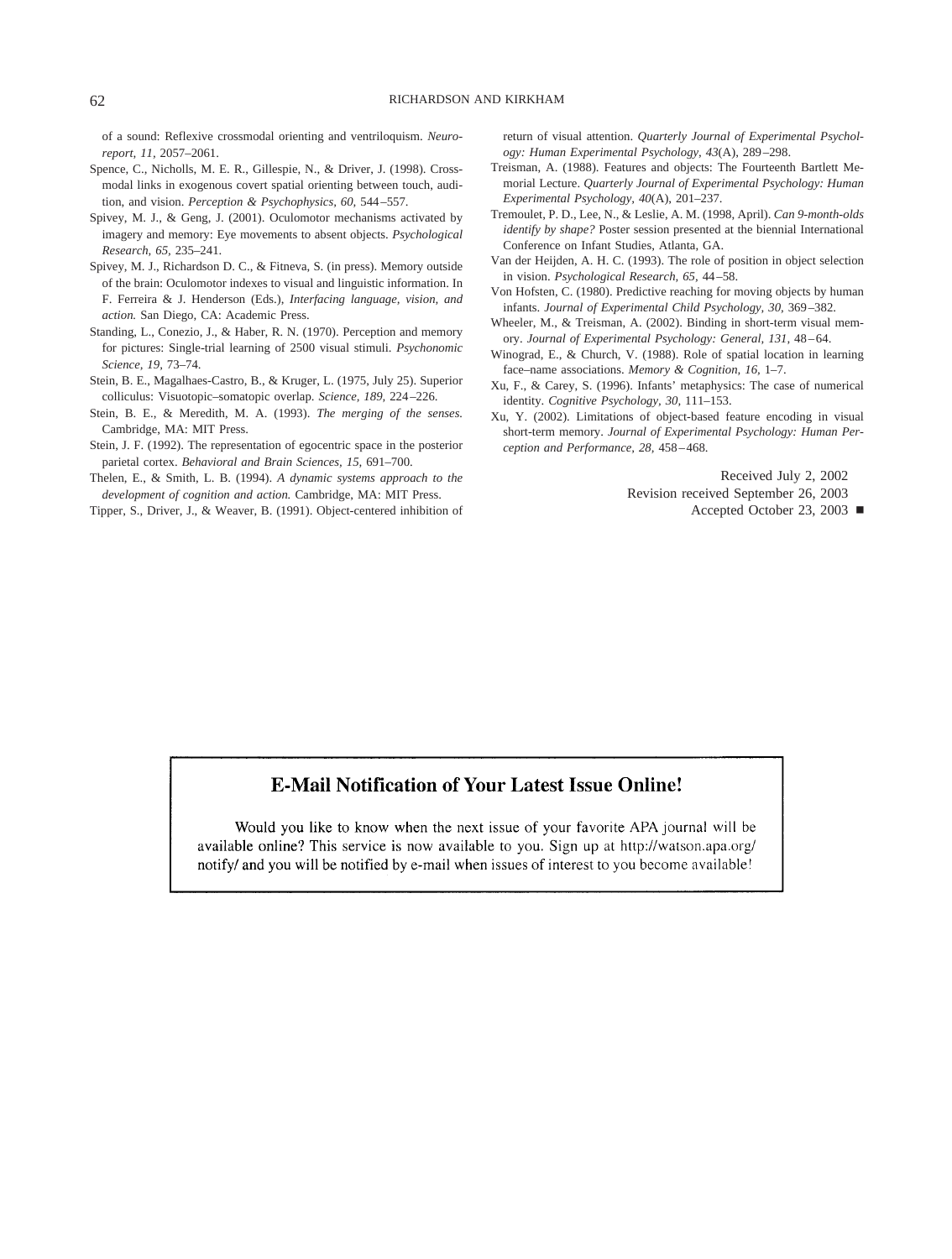of a sound: Reflexive crossmodal orienting and ventriloquism. *Neuroreport, 11,* 2057–2061.

Spence, C., Nicholls, M. E. R., Gillespie, N., & Driver, J. (1998). Crossmodal links in exogenous covert spatial orienting between touch, audition, and vision. *Perception & Psychophysics, 60,* 544–557.

Spivey, M. J., & Geng, J. (2001). Oculomotor mechanisms activated by imagery and memory: Eye movements to absent objects. *Psychological Research, 65,* 235–241.

Spivey, M. J., Richardson D. C., & Fitneva, S. (in press). Memory outside of the brain: Oculomotor indexes to visual and linguistic information. In F. Ferreira & J. Henderson (Eds.), *Interfacing language, vision, and action.* San Diego, CA: Academic Press.

Standing, L., Conezio, J., & Haber, R. N. (1970). Perception and memory for pictures: Single-trial learning of 2500 visual stimuli. *Psychonomic Science, 19,* 73–74.

Stein, B. E., Magalhaes-Castro, B., & Kruger, L. (1975, July 25). Superior colliculus: Visuotopic–somatopic overlap. *Science, 189,* 224–226.

Stein, B. E., & Meredith, M. A. (1993). *The merging of the senses.* Cambridge, MA: MIT Press.

Stein, J. F. (1992). The representation of egocentric space in the posterior parietal cortex. *Behavioral and Brain Sciences, 15,* 691–700.

Thelen, E., & Smith, L. B. (1994). *A dynamic systems approach to the development of cognition and action.* Cambridge, MA: MIT Press.

Tipper, S., Driver, J., & Weaver, B. (1991). Object-centered inhibition of return of visual attention. *Quarterly Journal of Experimental Psychology: Human Experimental Psychology, 43*(A), 289–298.

Treisman, A. (1988). Features and objects: The Fourteenth Bartlett Memorial Lecture. *Quarterly Journal of Experimental Psychology: Human Experimental Psychology, 40*(A), 201–237.

Tremoulet, P. D., Lee, N., & Leslie, A. M. (1998, April). *Can 9-month-olds identify by shape?* Poster session presented at the biennial International Conference on Infant Studies, Atlanta, GA.

Van der Heijden, A. H. C. (1993). The role of position in object selection in vision. *Psychological Research, 65,* 44–58.

Von Hofsten, C. (1980). Predictive reaching for moving objects by human infants. *Journal of Experimental Child Psychology, 30,* 369–382.

Wheeler, M., & Treisman, A. (2002). Binding in short-term visual memory. *Journal of Experimental Psychology: General, 131,* 48–64.

Winograd, E., & Church, V. (1988). Role of spatial location in learning face–name associations. *Memory & Cognition, 16,* 1–7.

Xu, F., & Carey, S. (1996). Infants' metaphysics: The case of numerical identity. *Cognitive Psychology, 30,* 111–153.

Xu, Y. (2002). Limitations of object-based feature encoding in visual short-term memory. *Journal of Experimental Psychology: Human Perception and Performance, 28,* 458–468.

Received July 2, 2002
Revision received September 26, 2003
Accepted October 23, 2003 ■

## E-Mail Notification of Your Latest Issue Online!

Would you like to know when the next issue of your favorite APA journal will be available online? This service is now available to you. Sign up at http://watson.apa.org/notify/ and you will be notified by e-mail when issues of interest to you become available!